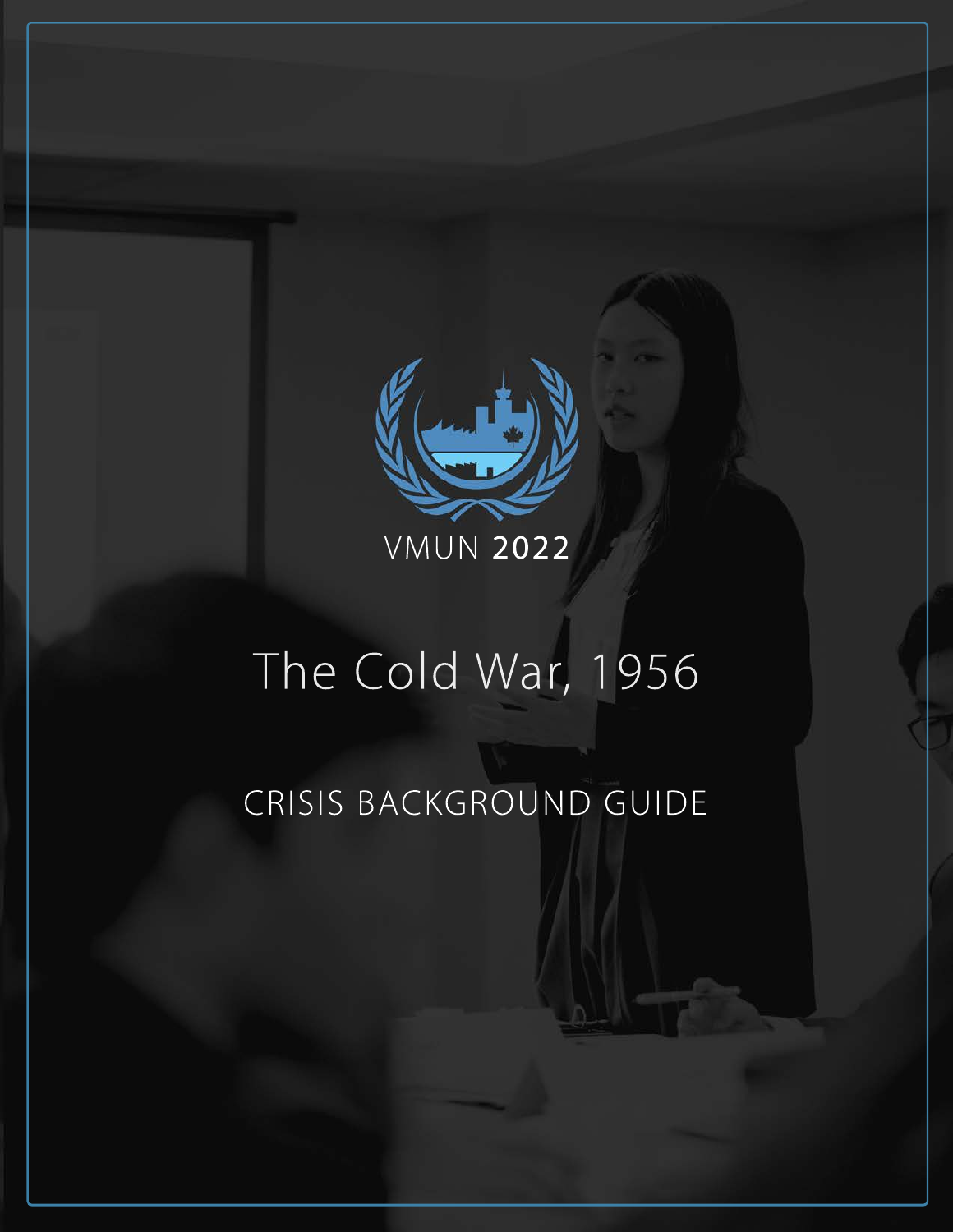VMUN 2022

# The Cold War, 1956

## CRISIS BACKGROUND GUIDE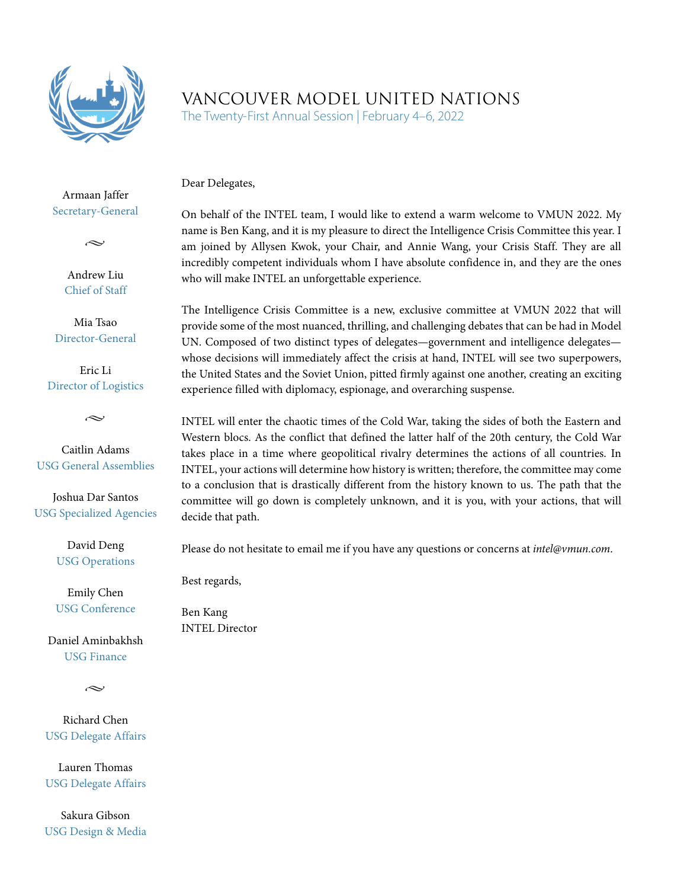# VANCOUVER MODEL UNITED NATIONS

The Twenty-First Annual Session | February 4–6, 2022

Armaan Jaffer
Secretary-General

Andrew Liu
Chief of Staff

Mia Tsao
Director-General

Eric Li
Director of Logistics

Caitlin Adams
USG General Assemblies

Joshua Dar Santos
USG Specialized Agencies

David Deng
USG Operations

Emily Chen
USG Conference

Daniel Aminbakhsh
USG Finance

Richard Chen
USG Delegate Affairs

Lauren Thomas
USG Delegate Affairs

Sakura Gibson
USG Design & Media

Dear Delegates,

On behalf of the INTEL team, I would like to extend a warm welcome to VMUN 2022. My name is Ben Kang, and it is my pleasure to direct the Intelligence Crisis Committee this year. I am joined by Allysen Kwok, your Chair, and Annie Wang, your Crisis Staff. They are all incredibly competent individuals whom I have absolute confidence in, and they are the ones who will make INTEL an unforgettable experience.

The Intelligence Crisis Committee is a new, exclusive committee at VMUN 2022 that will provide some of the most nuanced, thrilling, and challenging debates that can be had in Model UN. Composed of two distinct types of delegates—government and intelligence delegates—whose decisions will immediately affect the crisis at hand, INTEL will see two superpowers, the United States and the Soviet Union, pitted firmly against one another, creating an exciting experience filled with diplomacy, espionage, and overarching suspense.

INTEL will enter the chaotic times of the Cold War, taking the sides of both the Eastern and Western blocs. As the conflict that defined the latter half of the 20th century, the Cold War takes place in a time where geopolitical rivalry determines the actions of all countries. In INTEL, your actions will determine how history is written; therefore, the committee may come to a conclusion that is drastically different from the history known to us. The path that the committee will go down is completely unknown, and it is you, with your actions, that will decide that path.

Please do not hesitate to email me if you have any questions or concerns at *intel@vmun.com*.

Best regards,

Ben Kang
INTEL Director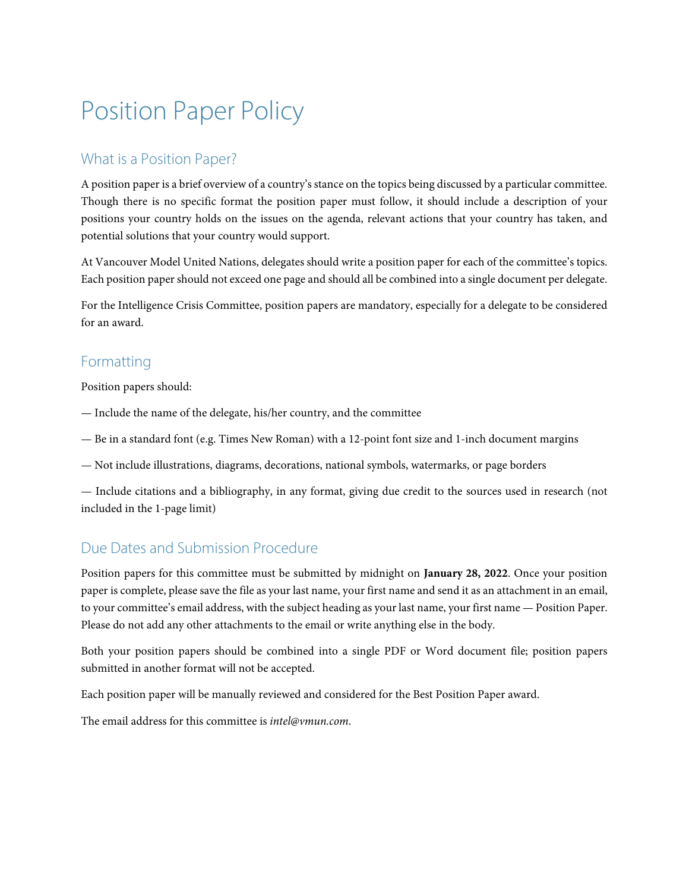# Position Paper Policy

## What is a Position Paper?

A position paper is a brief overview of a country's stance on the topics being discussed by a particular committee. Though there is no specific format the position paper must follow, it should include a description of your positions your country holds on the issues on the agenda, relevant actions that your country has taken, and potential solutions that your country would support.

At Vancouver Model United Nations, delegates should write a position paper for each of the committee's topics. Each position paper should not exceed one page and should all be combined into a single document per delegate.

For the Intelligence Crisis Committee, position papers are mandatory, especially for a delegate to be considered for an award.

## Formatting

Position papers should:

— Include the name of the delegate, his/her country, and the committee

— Be in a standard font (e.g. Times New Roman) with a 12-point font size and 1-inch document margins

— Not include illustrations, diagrams, decorations, national symbols, watermarks, or page borders

— Include citations and a bibliography, in any format, giving due credit to the sources used in research (not included in the 1-page limit)

## Due Dates and Submission Procedure

Position papers for this committee must be submitted by midnight on **January 28, 2022**. Once your position paper is complete, please save the file as your last name, your first name and send it as an attachment in an email, to your committee's email address, with the subject heading as your last name, your first name — Position Paper. Please do not add any other attachments to the email or write anything else in the body.

Both your position papers should be combined into a single PDF or Word document file; position papers submitted in another format will not be accepted.

Each position paper will be manually reviewed and considered for the Best Position Paper award.

The email address for this committee is *intel@vmun.com*.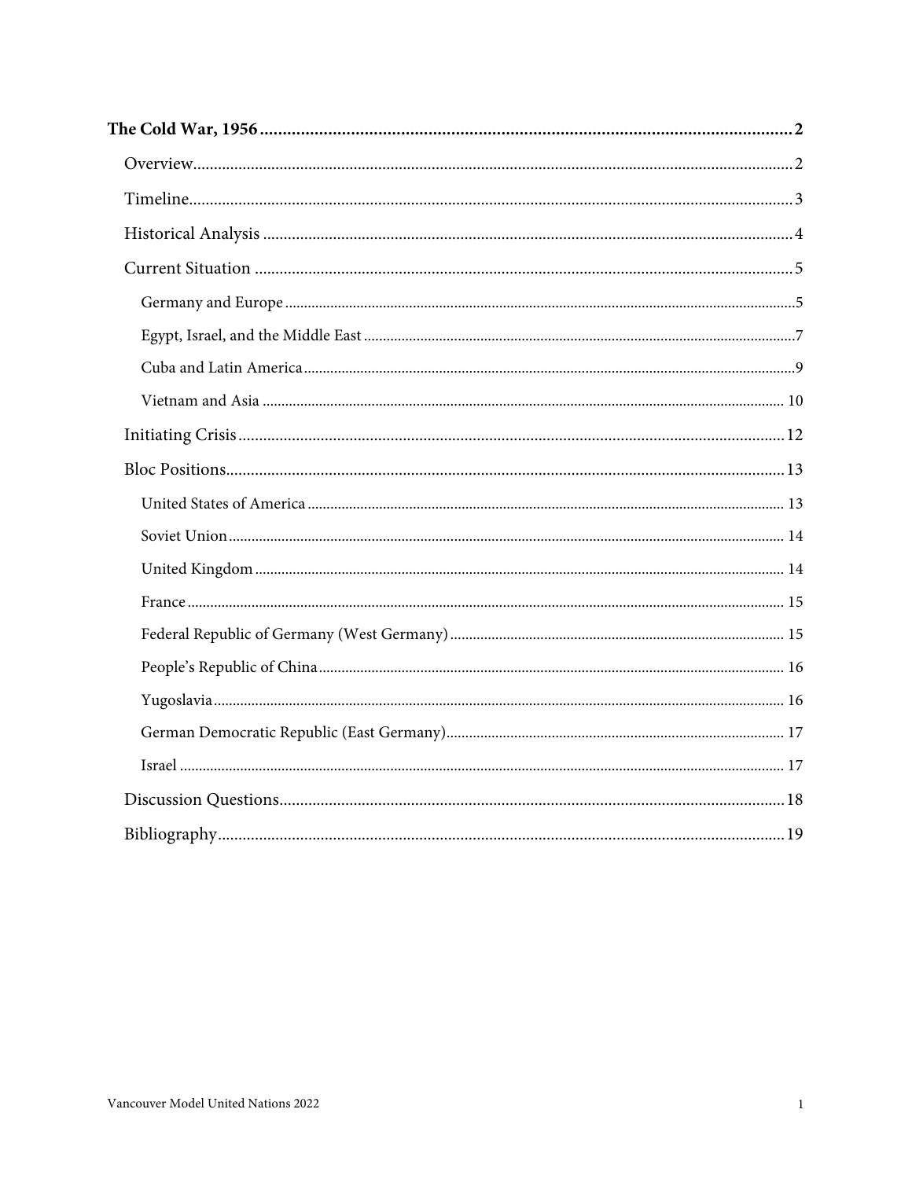- **The Cold War, 1956** .......... 2
  - Overview .......... 2
  - Timeline .......... 3
  - Historical Analysis .......... 4
  - Current Situation .......... 5
    - Germany and Europe .......... 5
    - Egypt, Israel, and the Middle East .......... 7
    - Cuba and Latin America .......... 9
    - Vietnam and Asia .......... 10
  - Initiating Crisis .......... 12
  - Bloc Positions .......... 13
    - United States of America .......... 13
    - Soviet Union .......... 14
    - United Kingdom .......... 14
    - France .......... 15
    - Federal Republic of Germany (West Germany) .......... 15
    - People's Republic of China .......... 16
    - Yugoslavia .......... 16
    - German Democratic Republic (East Germany) .......... 17
    - Israel .......... 17
  - Discussion Questions .......... 18
  - Bibliography .......... 19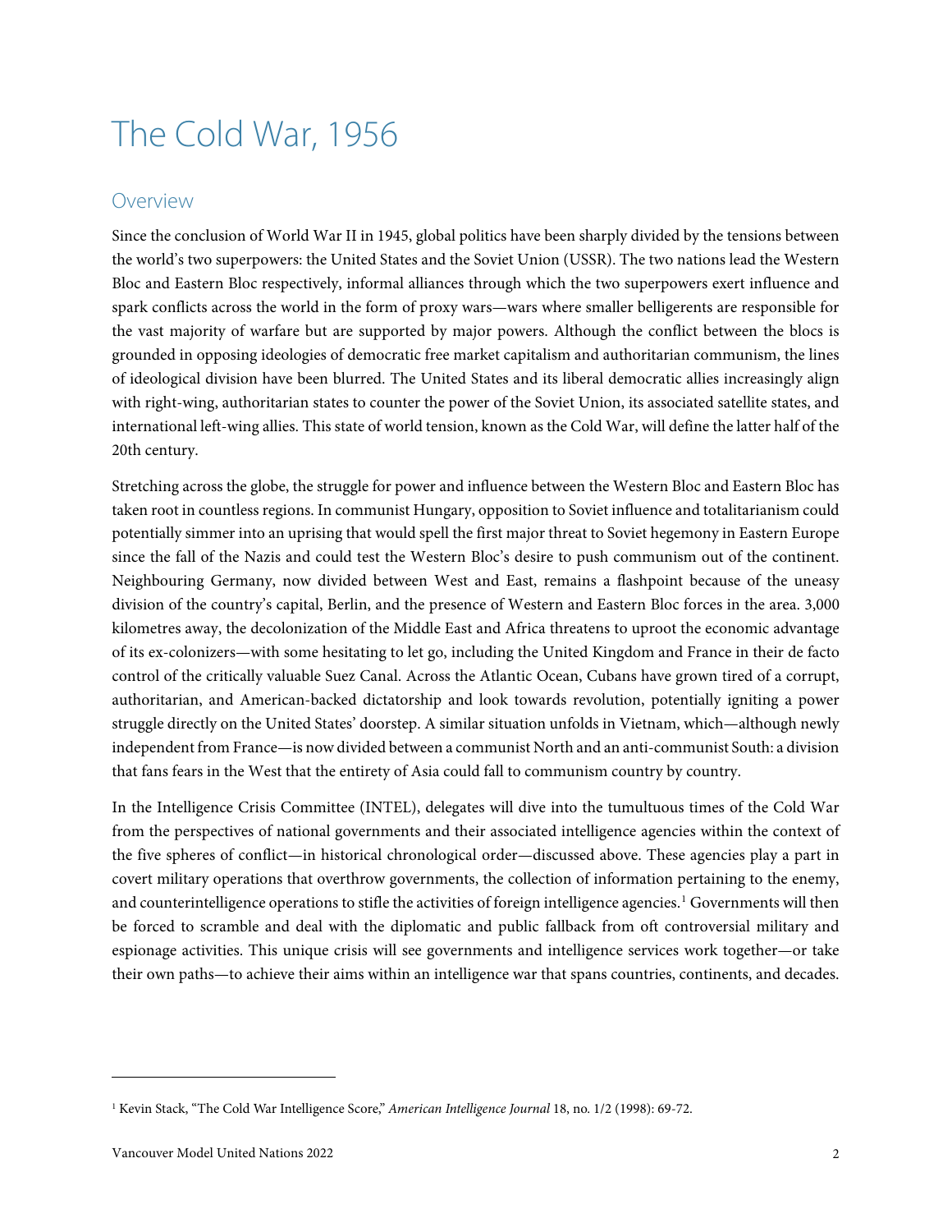# The Cold War, 1956

## Overview

Since the conclusion of World War II in 1945, global politics have been sharply divided by the tensions between the world's two superpowers: the United States and the Soviet Union (USSR). The two nations lead the Western Bloc and Eastern Bloc respectively, informal alliances through which the two superpowers exert influence and spark conflicts across the world in the form of proxy wars—wars where smaller belligerents are responsible for the vast majority of warfare but are supported by major powers. Although the conflict between the blocs is grounded in opposing ideologies of democratic free market capitalism and authoritarian communism, the lines of ideological division have been blurred. The United States and its liberal democratic allies increasingly align with right-wing, authoritarian states to counter the power of the Soviet Union, its associated satellite states, and international left-wing allies. This state of world tension, known as the Cold War, will define the latter half of the 20th century.

Stretching across the globe, the struggle for power and influence between the Western Bloc and Eastern Bloc has taken root in countless regions. In communist Hungary, opposition to Soviet influence and totalitarianism could potentially simmer into an uprising that would spell the first major threat to Soviet hegemony in Eastern Europe since the fall of the Nazis and could test the Western Bloc's desire to push communism out of the continent. Neighbouring Germany, now divided between West and East, remains a flashpoint because of the uneasy division of the country's capital, Berlin, and the presence of Western and Eastern Bloc forces in the area. 3,000 kilometres away, the decolonization of the Middle East and Africa threatens to uproot the economic advantage of its ex-colonizers—with some hesitating to let go, including the United Kingdom and France in their de facto control of the critically valuable Suez Canal. Across the Atlantic Ocean, Cubans have grown tired of a corrupt, authoritarian, and American-backed dictatorship and look towards revolution, potentially igniting a power struggle directly on the United States' doorstep. A similar situation unfolds in Vietnam, which—although newly independent from France—is now divided between a communist North and an anti-communist South: a division that fans fears in the West that the entirety of Asia could fall to communism country by country.

In the Intelligence Crisis Committee (INTEL), delegates will dive into the tumultuous times of the Cold War from the perspectives of national governments and their associated intelligence agencies within the context of the five spheres of conflict—in historical chronological order—discussed above. These agencies play a part in covert military operations that overthrow governments, the collection of information pertaining to the enemy, and counterintelligence operations to stifle the activities of foreign intelligence agencies.[1] Governments will then be forced to scramble and deal with the diplomatic and public fallback from oft controversial military and espionage activities. This unique crisis will see governments and intelligence services work together—or take their own paths—to achieve their aims within an intelligence war that spans countries, continents, and decades.

---

[1] Kevin Stack, "The Cold War Intelligence Score," *American Intelligence Journal* 18, no. 1/2 (1998): 69-72.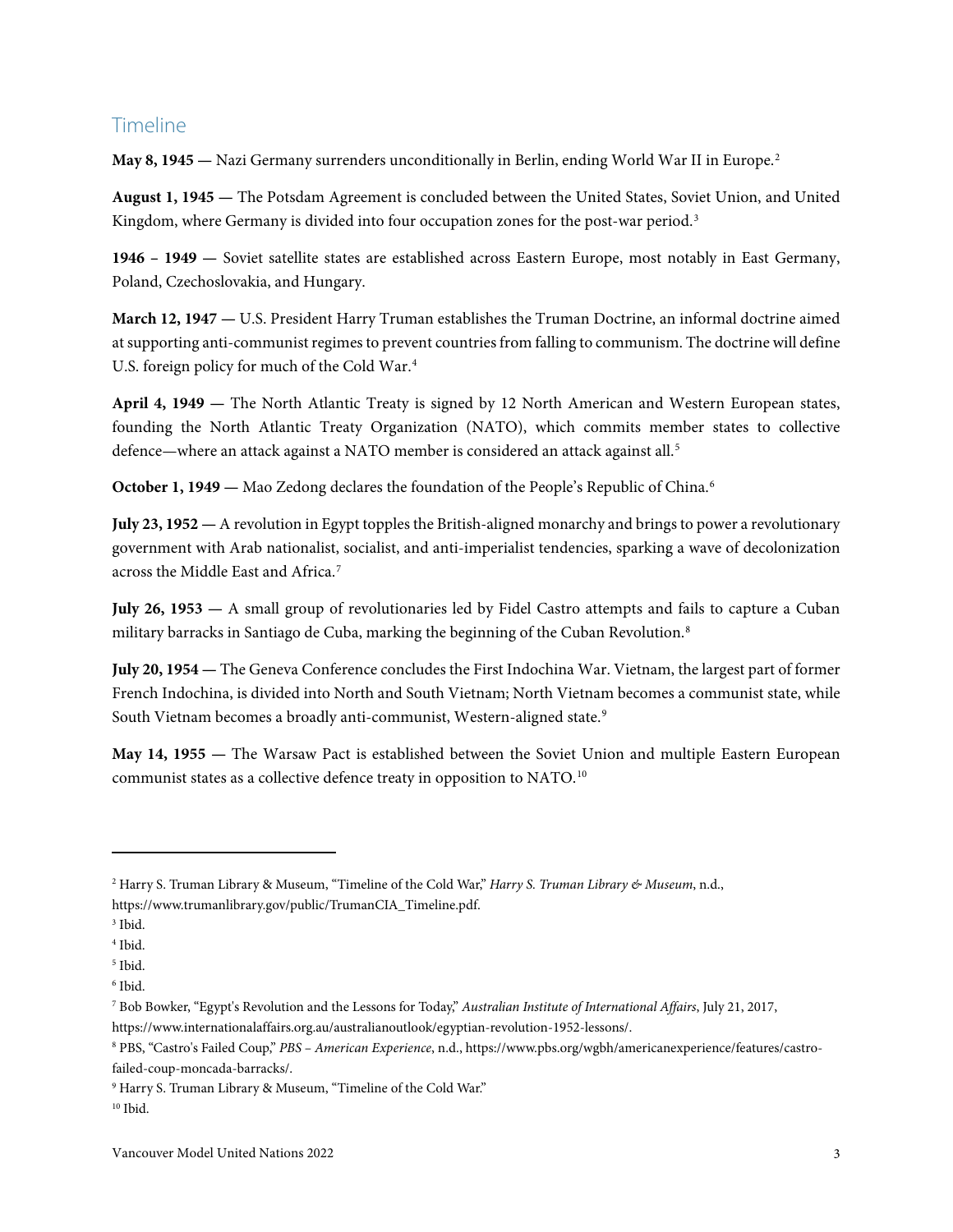## Timeline

**May 8, 1945 —** Nazi Germany surrenders unconditionally in Berlin, ending World War II in Europe.[2]

**August 1, 1945 —** The Potsdam Agreement is concluded between the United States, Soviet Union, and United Kingdom, where Germany is divided into four occupation zones for the post-war period.[3]

**1946 – 1949 —** Soviet satellite states are established across Eastern Europe, most notably in East Germany, Poland, Czechoslovakia, and Hungary.

**March 12, 1947 —** U.S. President Harry Truman establishes the Truman Doctrine, an informal doctrine aimed at supporting anti-communist regimes to prevent countries from falling to communism. The doctrine will define U.S. foreign policy for much of the Cold War.[4]

**April 4, 1949 —** The North Atlantic Treaty is signed by 12 North American and Western European states, founding the North Atlantic Treaty Organization (NATO), which commits member states to collective defence—where an attack against a NATO member is considered an attack against all.[5]

**October 1, 1949 —** Mao Zedong declares the foundation of the People's Republic of China.[6]

**July 23, 1952 —** A revolution in Egypt topples the British-aligned monarchy and brings to power a revolutionary government with Arab nationalist, socialist, and anti-imperialist tendencies, sparking a wave of decolonization across the Middle East and Africa.[7]

**July 26, 1953 —** A small group of revolutionaries led by Fidel Castro attempts and fails to capture a Cuban military barracks in Santiago de Cuba, marking the beginning of the Cuban Revolution.[8]

**July 20, 1954 —** The Geneva Conference concludes the First Indochina War. Vietnam, the largest part of former French Indochina, is divided into North and South Vietnam; North Vietnam becomes a communist state, while South Vietnam becomes a broadly anti-communist, Western-aligned state.[9]

**May 14, 1955 —** The Warsaw Pact is established between the Soviet Union and multiple Eastern European communist states as a collective defence treaty in opposition to NATO.[10]

---

[2] Harry S. Truman Library & Museum, "Timeline of the Cold War," *Harry S. Truman Library & Museum*, n.d., https://www.trumanlibrary.gov/public/TrumanCIA_Timeline.pdf.

[3] Ibid.

[4] Ibid.

[5] Ibid.

[6] Ibid.

[7] Bob Bowker, "Egypt's Revolution and the Lessons for Today," *Australian Institute of International Affairs*, July 21, 2017, https://www.internationalaffairs.org.au/australianoutlook/egyptian-revolution-1952-lessons/.

[8] PBS, "Castro's Failed Coup," *PBS – American Experience*, n.d., https://www.pbs.org/wgbh/americanexperience/features/castro-failed-coup-moncada-barracks/.

[9] Harry S. Truman Library & Museum, "Timeline of the Cold War."

[10] Ibid.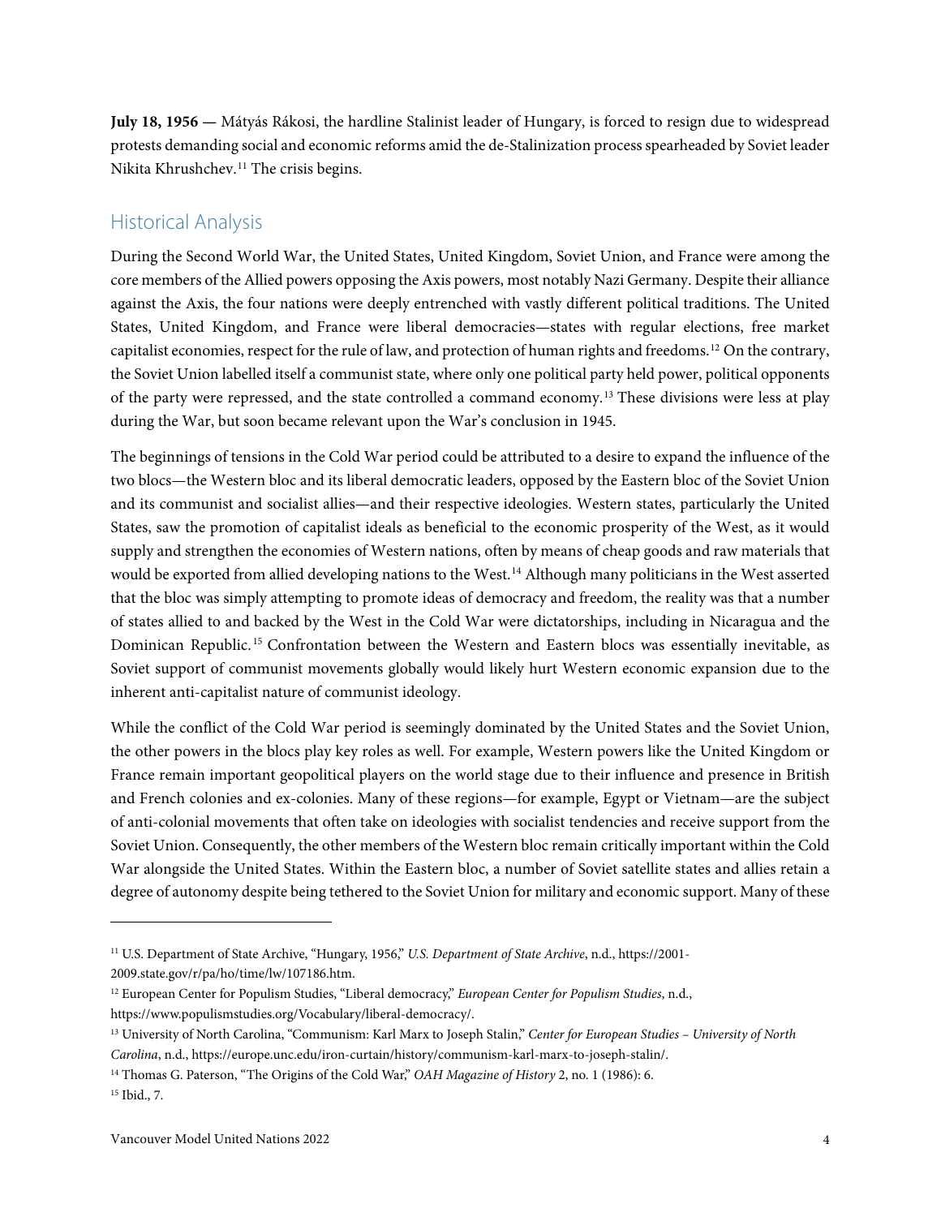**July 18, 1956 —** Mátyás Rákosi, the hardline Stalinist leader of Hungary, is forced to resign due to widespread protests demanding social and economic reforms amid the de-Stalinization process spearheaded by Soviet leader Nikita Khrushchev.[11] The crisis begins.

## Historical Analysis

During the Second World War, the United States, United Kingdom, Soviet Union, and France were among the core members of the Allied powers opposing the Axis powers, most notably Nazi Germany. Despite their alliance against the Axis, the four nations were deeply entrenched with vastly different political traditions. The United States, United Kingdom, and France were liberal democracies—states with regular elections, free market capitalist economies, respect for the rule of law, and protection of human rights and freedoms.[12] On the contrary, the Soviet Union labelled itself a communist state, where only one political party held power, political opponents of the party were repressed, and the state controlled a command economy.[13] These divisions were less at play during the War, but soon became relevant upon the War's conclusion in 1945.

The beginnings of tensions in the Cold War period could be attributed to a desire to expand the influence of the two blocs—the Western bloc and its liberal democratic leaders, opposed by the Eastern bloc of the Soviet Union and its communist and socialist allies—and their respective ideologies. Western states, particularly the United States, saw the promotion of capitalist ideals as beneficial to the economic prosperity of the West, as it would supply and strengthen the economies of Western nations, often by means of cheap goods and raw materials that would be exported from allied developing nations to the West.[14] Although many politicians in the West asserted that the bloc was simply attempting to promote ideas of democracy and freedom, the reality was that a number of states allied to and backed by the West in the Cold War were dictatorships, including in Nicaragua and the Dominican Republic.[15] Confrontation between the Western and Eastern blocs was essentially inevitable, as Soviet support of communist movements globally would likely hurt Western economic expansion due to the inherent anti-capitalist nature of communist ideology.

While the conflict of the Cold War period is seemingly dominated by the United States and the Soviet Union, the other powers in the blocs play key roles as well. For example, Western powers like the United Kingdom or France remain important geopolitical players on the world stage due to their influence and presence in British and French colonies and ex-colonies. Many of these regions—for example, Egypt or Vietnam—are the subject of anti-colonial movements that often take on ideologies with socialist tendencies and receive support from the Soviet Union. Consequently, the other members of the Western bloc remain critically important within the Cold War alongside the United States. Within the Eastern bloc, a number of Soviet satellite states and allies retain a degree of autonomy despite being tethered to the Soviet Union for military and economic support. Many of these

---

[11] U.S. Department of State Archive, "Hungary, 1956," *U.S. Department of State Archive*, n.d., https://2001-2009.state.gov/r/pa/ho/time/lw/107186.htm.

[12] European Center for Populism Studies, "Liberal democracy," *European Center for Populism Studies*, n.d., https://www.populismstudies.org/Vocabulary/liberal-democracy/.

[13] University of North Carolina, "Communism: Karl Marx to Joseph Stalin," *Center for European Studies – University of North Carolina*, n.d., https://europe.unc.edu/iron-curtain/history/communism-karl-marx-to-joseph-stalin/.

[14] Thomas G. Paterson, "The Origins of the Cold War," *OAH Magazine of History* 2, no. 1 (1986): 6.

[15] Ibid., 7.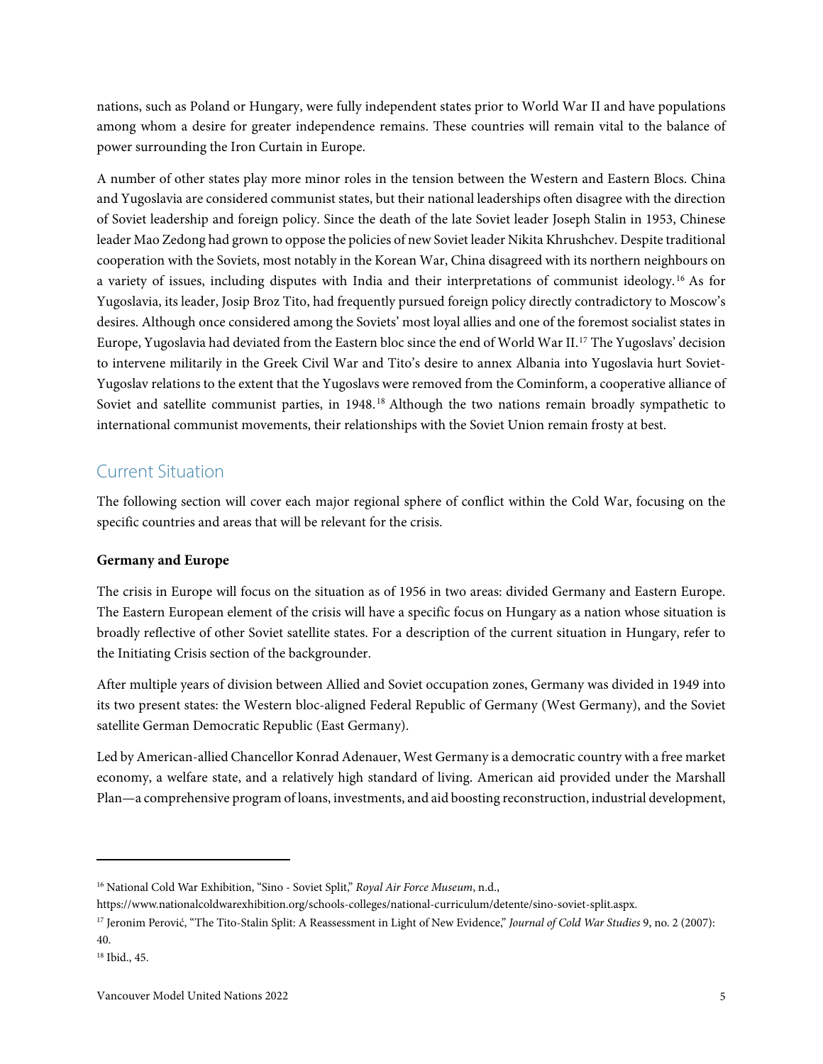nations, such as Poland or Hungary, were fully independent states prior to World War II and have populations among whom a desire for greater independence remains. These countries will remain vital to the balance of power surrounding the Iron Curtain in Europe.

A number of other states play more minor roles in the tension between the Western and Eastern Blocs. China and Yugoslavia are considered communist states, but their national leaderships often disagree with the direction of Soviet leadership and foreign policy. Since the death of the late Soviet leader Joseph Stalin in 1953, Chinese leader Mao Zedong had grown to oppose the policies of new Soviet leader Nikita Khrushchev. Despite traditional cooperation with the Soviets, most notably in the Korean War, China disagreed with its northern neighbours on a variety of issues, including disputes with India and their interpretations of communist ideology.[16] As for Yugoslavia, its leader, Josip Broz Tito, had frequently pursued foreign policy directly contradictory to Moscow's desires. Although once considered among the Soviets' most loyal allies and one of the foremost socialist states in Europe, Yugoslavia had deviated from the Eastern bloc since the end of World War II.[17] The Yugoslavs' decision to intervene militarily in the Greek Civil War and Tito's desire to annex Albania into Yugoslavia hurt Soviet-Yugoslav relations to the extent that the Yugoslavs were removed from the Cominform, a cooperative alliance of Soviet and satellite communist parties, in 1948.[18] Although the two nations remain broadly sympathetic to international communist movements, their relationships with the Soviet Union remain frosty at best.

## Current Situation

The following section will cover each major regional sphere of conflict within the Cold War, focusing on the specific countries and areas that will be relevant for the crisis.

**Germany and Europe**

The crisis in Europe will focus on the situation as of 1956 in two areas: divided Germany and Eastern Europe. The Eastern European element of the crisis will have a specific focus on Hungary as a nation whose situation is broadly reflective of other Soviet satellite states. For a description of the current situation in Hungary, refer to the Initiating Crisis section of the backgrounder.

After multiple years of division between Allied and Soviet occupation zones, Germany was divided in 1949 into its two present states: the Western bloc-aligned Federal Republic of Germany (West Germany), and the Soviet satellite German Democratic Republic (East Germany).

Led by American-allied Chancellor Konrad Adenauer, West Germany is a democratic country with a free market economy, a welfare state, and a relatively high standard of living. American aid provided under the Marshall Plan—a comprehensive program of loans, investments, and aid boosting reconstruction, industrial development,

---

[16] National Cold War Exhibition, "Sino - Soviet Split," *Royal Air Force Museum*, n.d., https://www.nationalcoldwarexhibition.org/schools-colleges/national-curriculum/detente/sino-soviet-split.aspx.

[17] Jeronim Perović, "The Tito-Stalin Split: A Reassessment in Light of New Evidence," *Journal of Cold War Studies* 9, no. 2 (2007): 40.

[18] Ibid., 45.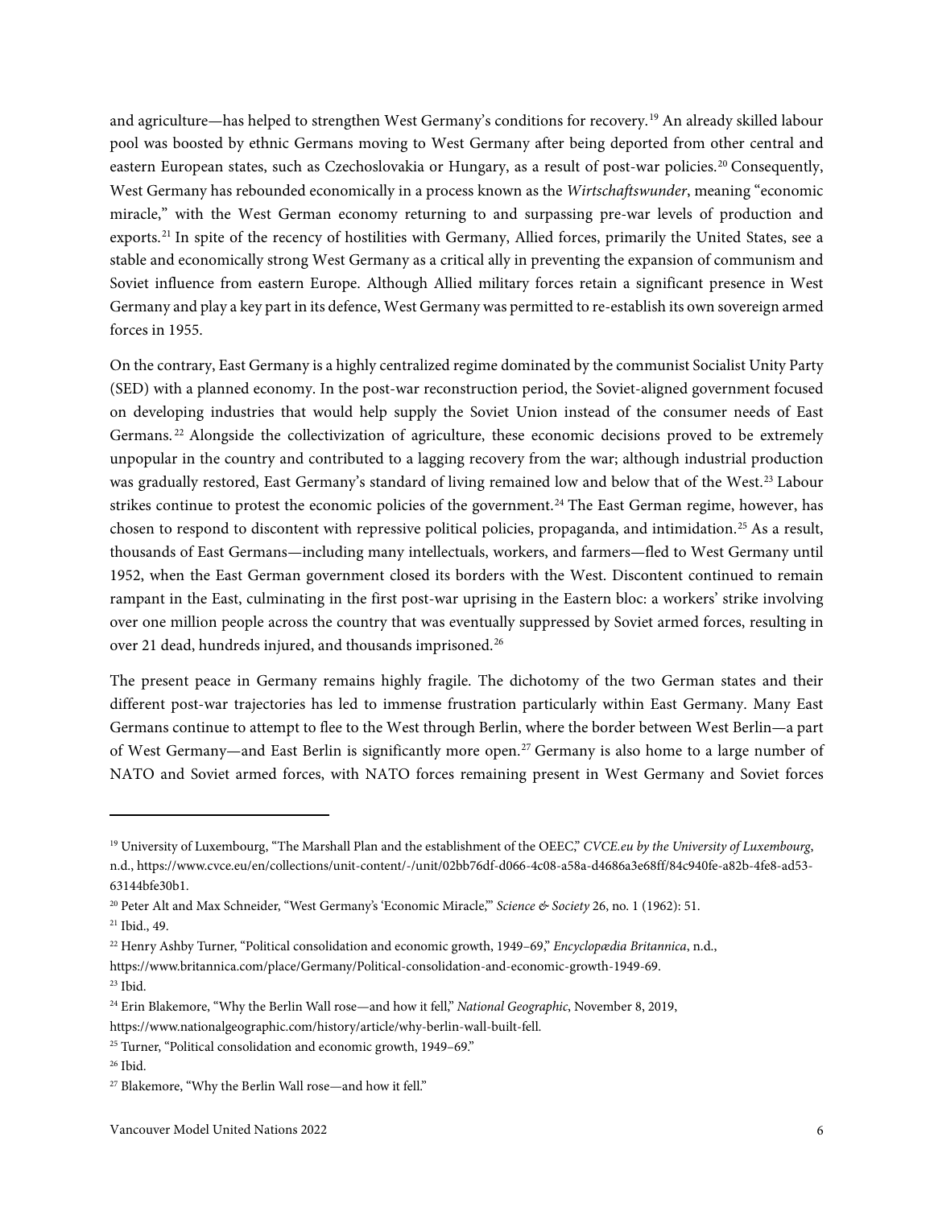and agriculture—has helped to strengthen West Germany's conditions for recovery.[19] An already skilled labour pool was boosted by ethnic Germans moving to West Germany after being deported from other central and eastern European states, such as Czechoslovakia or Hungary, as a result of post-war policies.[20] Consequently, West Germany has rebounded economically in a process known as the *Wirtschaftswunder*, meaning "economic miracle," with the West German economy returning to and surpassing pre-war levels of production and exports.[21] In spite of the recency of hostilities with Germany, Allied forces, primarily the United States, see a stable and economically strong West Germany as a critical ally in preventing the expansion of communism and Soviet influence from eastern Europe. Although Allied military forces retain a significant presence in West Germany and play a key part in its defence, West Germany was permitted to re-establish its own sovereign armed forces in 1955.

On the contrary, East Germany is a highly centralized regime dominated by the communist Socialist Unity Party (SED) with a planned economy. In the post-war reconstruction period, the Soviet-aligned government focused on developing industries that would help supply the Soviet Union instead of the consumer needs of East Germans.[22] Alongside the collectivization of agriculture, these economic decisions proved to be extremely unpopular in the country and contributed to a lagging recovery from the war; although industrial production was gradually restored, East Germany's standard of living remained low and below that of the West.[23] Labour strikes continue to protest the economic policies of the government.[24] The East German regime, however, has chosen to respond to discontent with repressive political policies, propaganda, and intimidation.[25] As a result, thousands of East Germans—including many intellectuals, workers, and farmers—fled to West Germany until 1952, when the East German government closed its borders with the West. Discontent continued to remain rampant in the East, culminating in the first post-war uprising in the Eastern bloc: a workers' strike involving over one million people across the country that was eventually suppressed by Soviet armed forces, resulting in over 21 dead, hundreds injured, and thousands imprisoned.[26]

The present peace in Germany remains highly fragile. The dichotomy of the two German states and their different post-war trajectories has led to immense frustration particularly within East Germany. Many East Germans continue to attempt to flee to the West through Berlin, where the border between West Berlin—a part of West Germany—and East Berlin is significantly more open.[27] Germany is also home to a large number of NATO and Soviet armed forces, with NATO forces remaining present in West Germany and Soviet forces

---

[19] University of Luxembourg, "The Marshall Plan and the establishment of the OEEC," *CVCE.eu by the University of Luxembourg*, n.d., https://www.cvce.eu/en/collections/unit-content/-/unit/02bb76df-d066-4c08-a58a-d4686a3e68ff/84c940fe-a82b-4fe8-ad53-63144bfe30b1.

[20] Peter Alt and Max Schneider, "West Germany's 'Economic Miracle,'" *Science & Society* 26, no. 1 (1962): 51.

[21] Ibid., 49.

[22] Henry Ashby Turner, "Political consolidation and economic growth, 1949–69," *Encyclopædia Britannica*, n.d., https://www.britannica.com/place/Germany/Political-consolidation-and-economic-growth-1949-69.

[23] Ibid.

[24] Erin Blakemore, "Why the Berlin Wall rose—and how it fell," *National Geographic*, November 8, 2019, https://www.nationalgeographic.com/history/article/why-berlin-wall-built-fell.

[25] Turner, "Political consolidation and economic growth, 1949–69."

[26] Ibid.

[27] Blakemore, "Why the Berlin Wall rose—and how it fell."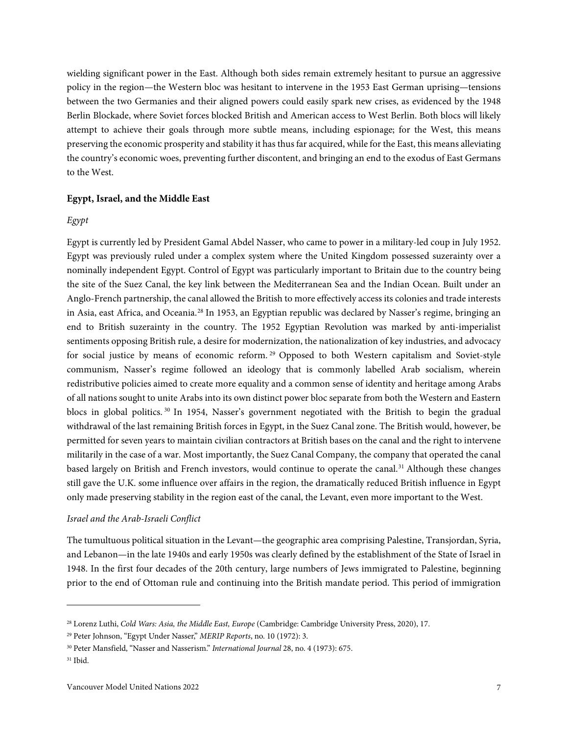wielding significant power in the East. Although both sides remain extremely hesitant to pursue an aggressive policy in the region—the Western bloc was hesitant to intervene in the 1953 East German uprising—tensions between the two Germanies and their aligned powers could easily spark new crises, as evidenced by the 1948 Berlin Blockade, where Soviet forces blocked British and American access to West Berlin. Both blocs will likely attempt to achieve their goals through more subtle means, including espionage; for the West, this means preserving the economic prosperity and stability it has thus far acquired, while for the East, this means alleviating the country's economic woes, preventing further discontent, and bringing an end to the exodus of East Germans to the West.

### Egypt, Israel, and the Middle East

#### *Egypt*

Egypt is currently led by President Gamal Abdel Nasser, who came to power in a military-led coup in July 1952. Egypt was previously ruled under a complex system where the United Kingdom possessed suzerainty over a nominally independent Egypt. Control of Egypt was particularly important to Britain due to the country being the site of the Suez Canal, the key link between the Mediterranean Sea and the Indian Ocean. Built under an Anglo-French partnership, the canal allowed the British to more effectively access its colonies and trade interests in Asia, east Africa, and Oceania.[28] In 1953, an Egyptian republic was declared by Nasser's regime, bringing an end to British suzerainty in the country. The 1952 Egyptian Revolution was marked by anti-imperialist sentiments opposing British rule, a desire for modernization, the nationalization of key industries, and advocacy for social justice by means of economic reform.[29] Opposed to both Western capitalism and Soviet-style communism, Nasser's regime followed an ideology that is commonly labelled Arab socialism, wherein redistributive policies aimed to create more equality and a common sense of identity and heritage among Arabs of all nations sought to unite Arabs into its own distinct power bloc separate from both the Western and Eastern blocs in global politics.[30] In 1954, Nasser's government negotiated with the British to begin the gradual withdrawal of the last remaining British forces in Egypt, in the Suez Canal zone. The British would, however, be permitted for seven years to maintain civilian contractors at British bases on the canal and the right to intervene militarily in the case of a war. Most importantly, the Suez Canal Company, the company that operated the canal based largely on British and French investors, would continue to operate the canal.[31] Although these changes still gave the U.K. some influence over affairs in the region, the dramatically reduced British influence in Egypt only made preserving stability in the region east of the canal, the Levant, even more important to the West.

#### *Israel and the Arab-Israeli Conflict*

The tumultuous political situation in the Levant—the geographic area comprising Palestine, Transjordan, Syria, and Lebanon—in the late 1940s and early 1950s was clearly defined by the establishment of the State of Israel in 1948. In the first four decades of the 20th century, large numbers of Jews immigrated to Palestine, beginning prior to the end of Ottoman rule and continuing into the British mandate period. This period of immigration

---

[28] Lorenz Luthi, *Cold Wars: Asia, the Middle East, Europe* (Cambridge: Cambridge University Press, 2020), 17.

[29] Peter Johnson, "Egypt Under Nasser," *MERIP Reports*, no. 10 (1972): 3.

[30] Peter Mansfield, "Nasser and Nasserism." *International Journal* 28, no. 4 (1973): 675.

[31] Ibid.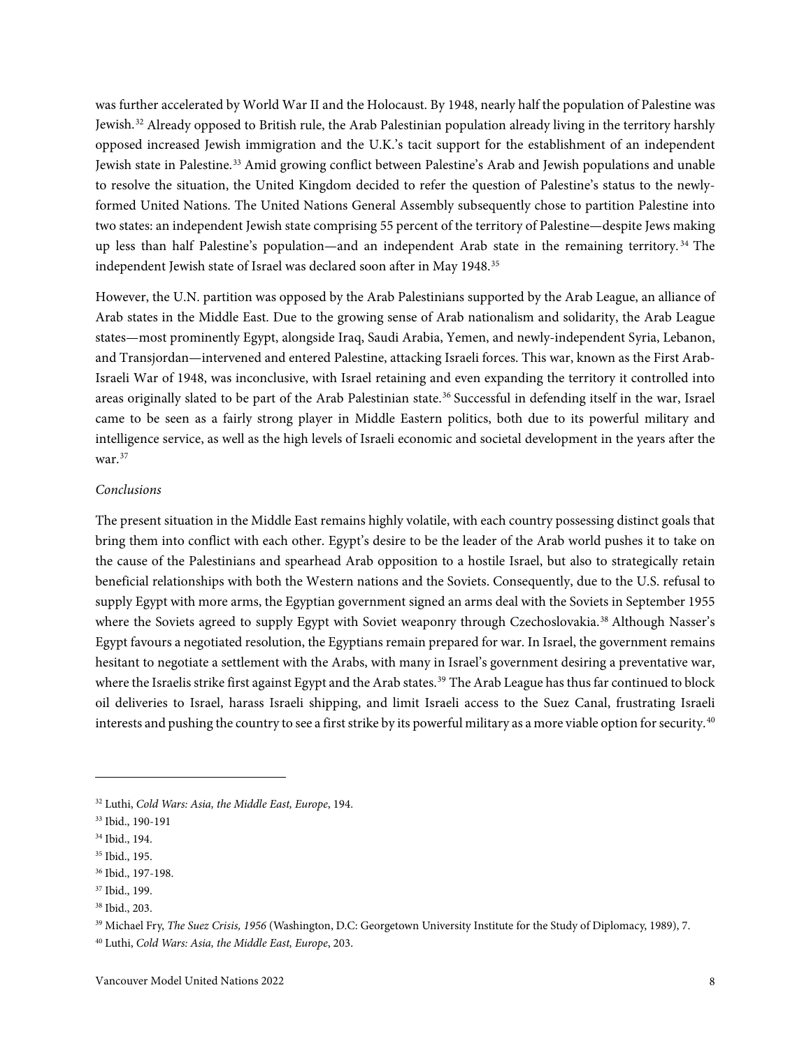was further accelerated by World War II and the Holocaust. By 1948, nearly half the population of Palestine was Jewish.[32] Already opposed to British rule, the Arab Palestinian population already living in the territory harshly opposed increased Jewish immigration and the U.K.'s tacit support for the establishment of an independent Jewish state in Palestine.[33] Amid growing conflict between Palestine's Arab and Jewish populations and unable to resolve the situation, the United Kingdom decided to refer the question of Palestine's status to the newly-formed United Nations. The United Nations General Assembly subsequently chose to partition Palestine into two states: an independent Jewish state comprising 55 percent of the territory of Palestine—despite Jews making up less than half Palestine's population—and an independent Arab state in the remaining territory.[34] The independent Jewish state of Israel was declared soon after in May 1948.[35]

However, the U.N. partition was opposed by the Arab Palestinians supported by the Arab League, an alliance of Arab states in the Middle East. Due to the growing sense of Arab nationalism and solidarity, the Arab League states—most prominently Egypt, alongside Iraq, Saudi Arabia, Yemen, and newly-independent Syria, Lebanon, and Transjordan—intervened and entered Palestine, attacking Israeli forces. This war, known as the First Arab-Israeli War of 1948, was inconclusive, with Israel retaining and even expanding the territory it controlled into areas originally slated to be part of the Arab Palestinian state.[36] Successful in defending itself in the war, Israel came to be seen as a fairly strong player in Middle Eastern politics, both due to its powerful military and intelligence service, as well as the high levels of Israeli economic and societal development in the years after the war.[37]

*Conclusions*

The present situation in the Middle East remains highly volatile, with each country possessing distinct goals that bring them into conflict with each other. Egypt's desire to be the leader of the Arab world pushes it to take on the cause of the Palestinians and spearhead Arab opposition to a hostile Israel, but also to strategically retain beneficial relationships with both the Western nations and the Soviets. Consequently, due to the U.S. refusal to supply Egypt with more arms, the Egyptian government signed an arms deal with the Soviets in September 1955 where the Soviets agreed to supply Egypt with Soviet weaponry through Czechoslovakia.[38] Although Nasser's Egypt favours a negotiated resolution, the Egyptians remain prepared for war. In Israel, the government remains hesitant to negotiate a settlement with the Arabs, with many in Israel's government desiring a preventative war, where the Israelis strike first against Egypt and the Arab states.[39] The Arab League has thus far continued to block oil deliveries to Israel, harass Israeli shipping, and limit Israeli access to the Suez Canal, frustrating Israeli interests and pushing the country to see a first strike by its powerful military as a more viable option for security.[40]

---

[32] Luthi, *Cold Wars: Asia, the Middle East, Europe*, 194.

[33] Ibid., 190-191

[34] Ibid., 194.

[35] Ibid., 195.

[36] Ibid., 197-198.

[37] Ibid., 199.

[38] Ibid., 203.

[39] Michael Fry, *The Suez Crisis, 1956* (Washington, D.C: Georgetown University Institute for the Study of Diplomacy, 1989), 7.

[40] Luthi, *Cold Wars: Asia, the Middle East, Europe*, 203.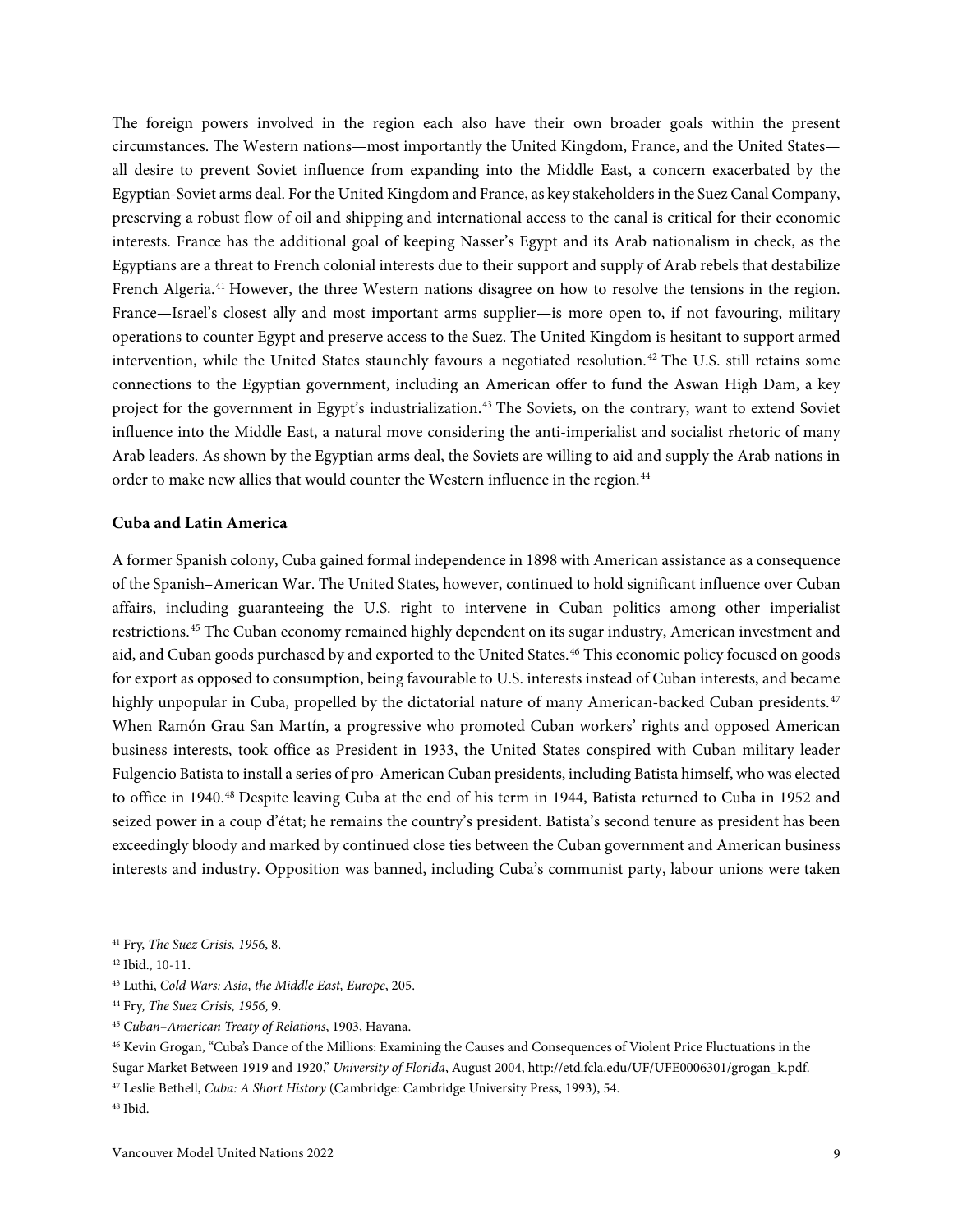The foreign powers involved in the region each also have their own broader goals within the present circumstances. The Western nations—most importantly the United Kingdom, France, and the United States—all desire to prevent Soviet influence from expanding into the Middle East, a concern exacerbated by the Egyptian-Soviet arms deal. For the United Kingdom and France, as key stakeholders in the Suez Canal Company, preserving a robust flow of oil and shipping and international access to the canal is critical for their economic interests. France has the additional goal of keeping Nasser's Egypt and its Arab nationalism in check, as the Egyptians are a threat to French colonial interests due to their support and supply of Arab rebels that destabilize French Algeria.[41] However, the three Western nations disagree on how to resolve the tensions in the region. France—Israel's closest ally and most important arms supplier—is more open to, if not favouring, military operations to counter Egypt and preserve access to the Suez. The United Kingdom is hesitant to support armed intervention, while the United States staunchly favours a negotiated resolution.[42] The U.S. still retains some connections to the Egyptian government, including an American offer to fund the Aswan High Dam, a key project for the government in Egypt's industrialization.[43] The Soviets, on the contrary, want to extend Soviet influence into the Middle East, a natural move considering the anti-imperialist and socialist rhetoric of many Arab leaders. As shown by the Egyptian arms deal, the Soviets are willing to aid and supply the Arab nations in order to make new allies that would counter the Western influence in the region.[44]

**Cuba and Latin America**

A former Spanish colony, Cuba gained formal independence in 1898 with American assistance as a consequence of the Spanish–American War. The United States, however, continued to hold significant influence over Cuban affairs, including guaranteeing the U.S. right to intervene in Cuban politics among other imperialist restrictions.[45] The Cuban economy remained highly dependent on its sugar industry, American investment and aid, and Cuban goods purchased by and exported to the United States.[46] This economic policy focused on goods for export as opposed to consumption, being favourable to U.S. interests instead of Cuban interests, and became highly unpopular in Cuba, propelled by the dictatorial nature of many American-backed Cuban presidents.[47] When Ramón Grau San Martín, a progressive who promoted Cuban workers' rights and opposed American business interests, took office as President in 1933, the United States conspired with Cuban military leader Fulgencio Batista to install a series of pro-American Cuban presidents, including Batista himself, who was elected to office in 1940.[48] Despite leaving Cuba at the end of his term in 1944, Batista returned to Cuba in 1952 and seized power in a coup d'état; he remains the country's president. Batista's second tenure as president has been exceedingly bloody and marked by continued close ties between the Cuban government and American business interests and industry. Opposition was banned, including Cuba's communist party, labour unions were taken

---

[41] Fry, *The Suez Crisis, 1956*, 8.

[42] Ibid., 10-11.

[43] Luthi, *Cold Wars: Asia, the Middle East, Europe*, 205.

[44] Fry, *The Suez Crisis, 1956*, 9.

[45] *Cuban–American Treaty of Relations*, 1903, Havana.

[46] Kevin Grogan, "Cuba's Dance of the Millions: Examining the Causes and Consequences of Violent Price Fluctuations in the Sugar Market Between 1919 and 1920," *University of Florida*, August 2004, http://etd.fcla.edu/UF/UFE0006301/grogan_k.pdf.

[47] Leslie Bethell, *Cuba: A Short History* (Cambridge: Cambridge University Press, 1993), 54.

[48] Ibid.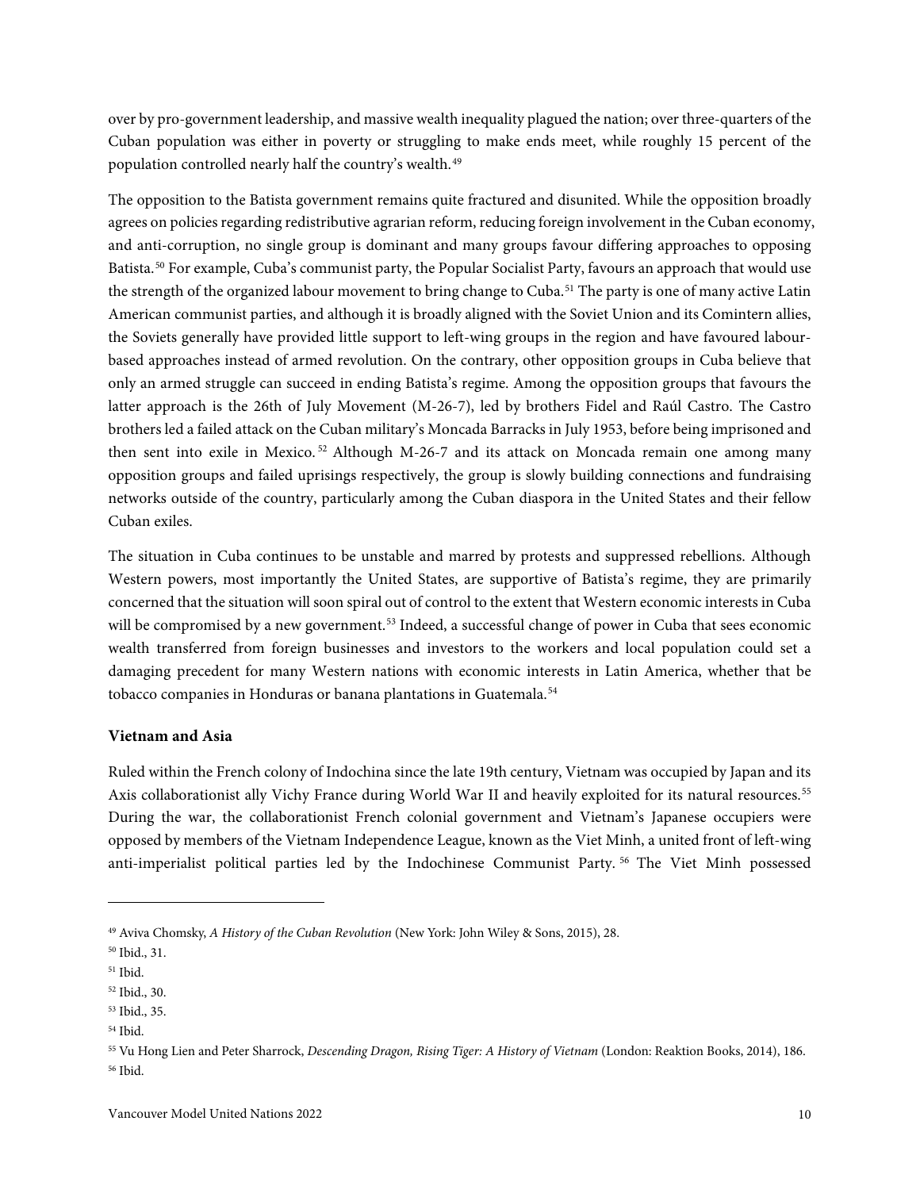over by pro-government leadership, and massive wealth inequality plagued the nation; over three-quarters of the Cuban population was either in poverty or struggling to make ends meet, while roughly 15 percent of the population controlled nearly half the country's wealth.[49]

The opposition to the Batista government remains quite fractured and disunited. While the opposition broadly agrees on policies regarding redistributive agrarian reform, reducing foreign involvement in the Cuban economy, and anti-corruption, no single group is dominant and many groups favour differing approaches to opposing Batista.[50] For example, Cuba's communist party, the Popular Socialist Party, favours an approach that would use the strength of the organized labour movement to bring change to Cuba.[51] The party is one of many active Latin American communist parties, and although it is broadly aligned with the Soviet Union and its Comintern allies, the Soviets generally have provided little support to left-wing groups in the region and have favoured labour-based approaches instead of armed revolution. On the contrary, other opposition groups in Cuba believe that only an armed struggle can succeed in ending Batista's regime. Among the opposition groups that favours the latter approach is the 26th of July Movement (M-26-7), led by brothers Fidel and Raúl Castro. The Castro brothers led a failed attack on the Cuban military's Moncada Barracks in July 1953, before being imprisoned and then sent into exile in Mexico.[52] Although M-26-7 and its attack on Moncada remain one among many opposition groups and failed uprisings respectively, the group is slowly building connections and fundraising networks outside of the country, particularly among the Cuban diaspora in the United States and their fellow Cuban exiles.

The situation in Cuba continues to be unstable and marred by protests and suppressed rebellions. Although Western powers, most importantly the United States, are supportive of Batista's regime, they are primarily concerned that the situation will soon spiral out of control to the extent that Western economic interests in Cuba will be compromised by a new government.[53] Indeed, a successful change of power in Cuba that sees economic wealth transferred from foreign businesses and investors to the workers and local population could set a damaging precedent for many Western nations with economic interests in Latin America, whether that be tobacco companies in Honduras or banana plantations in Guatemala.[54]

**Vietnam and Asia**

Ruled within the French colony of Indochina since the late 19th century, Vietnam was occupied by Japan and its Axis collaborationist ally Vichy France during World War II and heavily exploited for its natural resources.[55] During the war, the collaborationist French colonial government and Vietnam's Japanese occupiers were opposed by members of the Vietnam Independence League, known as the Viet Minh, a united front of left-wing anti-imperialist political parties led by the Indochinese Communist Party.[56] The Viet Minh possessed

---

[49] Aviva Chomsky, *A History of the Cuban Revolution* (New York: John Wiley & Sons, 2015), 28.
[50] Ibid., 31.
[51] Ibid.
[52] Ibid., 30.
[53] Ibid., 35.
[54] Ibid.
[55] Vu Hong Lien and Peter Sharrock, *Descending Dragon, Rising Tiger: A History of Vietnam* (London: Reaktion Books, 2014), 186.
[56] Ibid.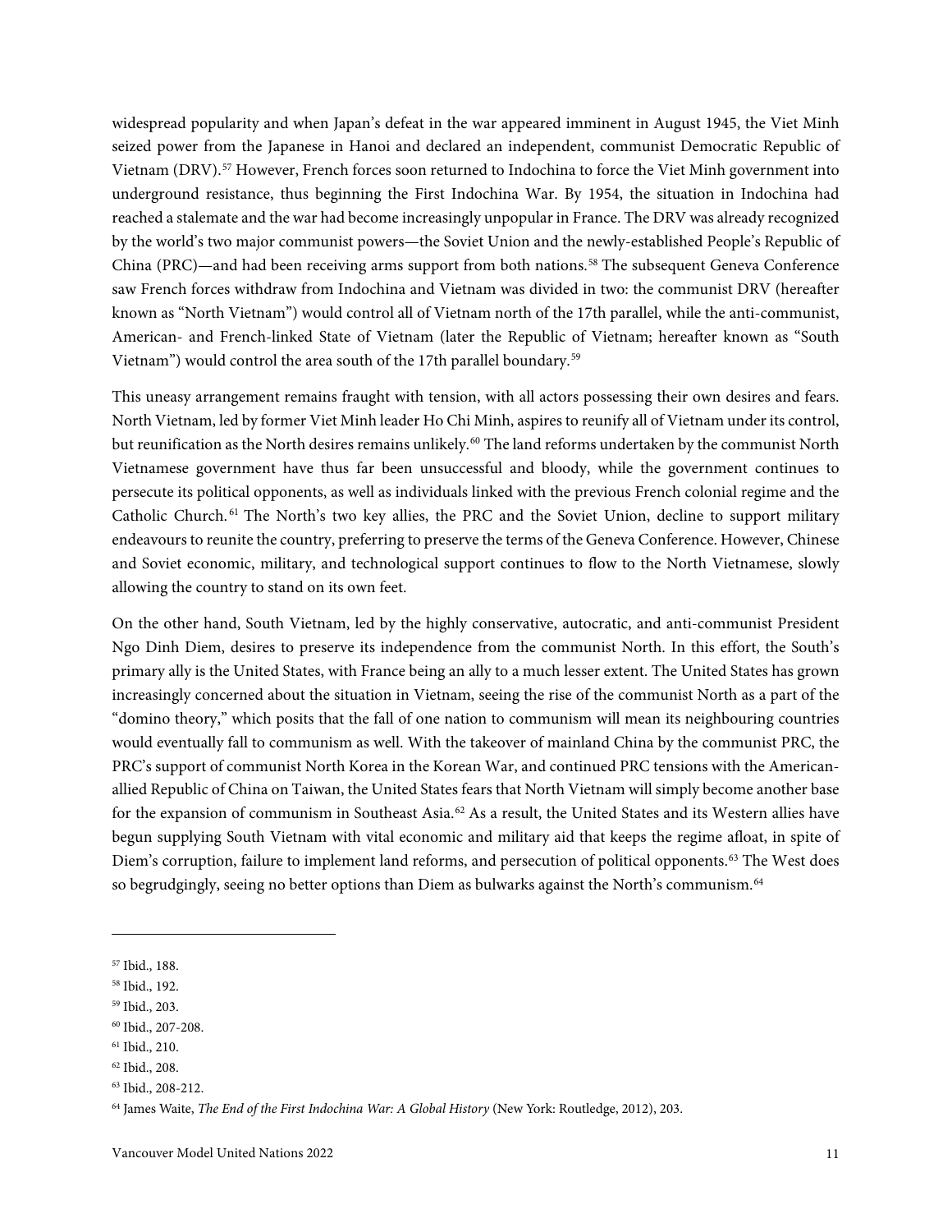widespread popularity and when Japan's defeat in the war appeared imminent in August 1945, the Viet Minh seized power from the Japanese in Hanoi and declared an independent, communist Democratic Republic of Vietnam (DRV).[57] However, French forces soon returned to Indochina to force the Viet Minh government into underground resistance, thus beginning the First Indochina War. By 1954, the situation in Indochina had reached a stalemate and the war had become increasingly unpopular in France. The DRV was already recognized by the world's two major communist powers—the Soviet Union and the newly-established People's Republic of China (PRC)—and had been receiving arms support from both nations.[58] The subsequent Geneva Conference saw French forces withdraw from Indochina and Vietnam was divided in two: the communist DRV (hereafter known as "North Vietnam") would control all of Vietnam north of the 17th parallel, while the anti-communist, American- and French-linked State of Vietnam (later the Republic of Vietnam; hereafter known as "South Vietnam") would control the area south of the 17th parallel boundary.[59]

This uneasy arrangement remains fraught with tension, with all actors possessing their own desires and fears. North Vietnam, led by former Viet Minh leader Ho Chi Minh, aspires to reunify all of Vietnam under its control, but reunification as the North desires remains unlikely.[60] The land reforms undertaken by the communist North Vietnamese government have thus far been unsuccessful and bloody, while the government continues to persecute its political opponents, as well as individuals linked with the previous French colonial regime and the Catholic Church.[61] The North's two key allies, the PRC and the Soviet Union, decline to support military endeavours to reunite the country, preferring to preserve the terms of the Geneva Conference. However, Chinese and Soviet economic, military, and technological support continues to flow to the North Vietnamese, slowly allowing the country to stand on its own feet.

On the other hand, South Vietnam, led by the highly conservative, autocratic, and anti-communist President Ngo Dinh Diem, desires to preserve its independence from the communist North. In this effort, the South's primary ally is the United States, with France being an ally to a much lesser extent. The United States has grown increasingly concerned about the situation in Vietnam, seeing the rise of the communist North as a part of the "domino theory," which posits that the fall of one nation to communism will mean its neighbouring countries would eventually fall to communism as well. With the takeover of mainland China by the communist PRC, the PRC's support of communist North Korea in the Korean War, and continued PRC tensions with the American-allied Republic of China on Taiwan, the United States fears that North Vietnam will simply become another base for the expansion of communism in Southeast Asia.[62] As a result, the United States and its Western allies have begun supplying South Vietnam with vital economic and military aid that keeps the regime afloat, in spite of Diem's corruption, failure to implement land reforms, and persecution of political opponents.[63] The West does so begrudgingly, seeing no better options than Diem as bulwarks against the North's communism.[64]

---

[57] Ibid., 188.

[58] Ibid., 192.

[59] Ibid., 203.

[60] Ibid., 207-208.

[61] Ibid., 210.

[62] Ibid., 208.

[63] Ibid., 208-212.

[64] James Waite, *The End of the First Indochina War: A Global History* (New York: Routledge, 2012), 203.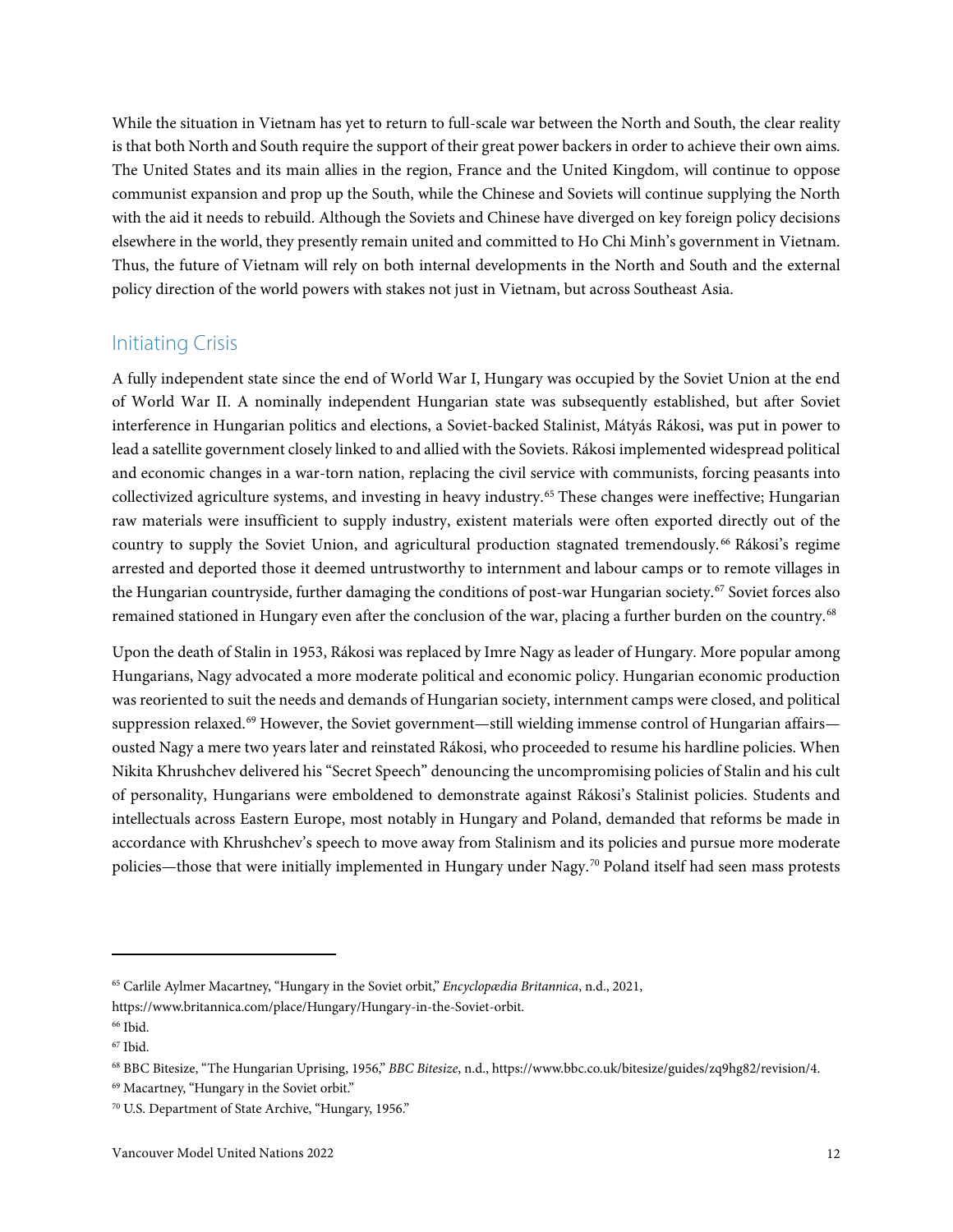While the situation in Vietnam has yet to return to full-scale war between the North and South, the clear reality is that both North and South require the support of their great power backers in order to achieve their own aims. The United States and its main allies in the region, France and the United Kingdom, will continue to oppose communist expansion and prop up the South, while the Chinese and Soviets will continue supplying the North with the aid it needs to rebuild. Although the Soviets and Chinese have diverged on key foreign policy decisions elsewhere in the world, they presently remain united and committed to Ho Chi Minh's government in Vietnam. Thus, the future of Vietnam will rely on both internal developments in the North and South and the external policy direction of the world powers with stakes not just in Vietnam, but across Southeast Asia.

## Initiating Crisis

A fully independent state since the end of World War I, Hungary was occupied by the Soviet Union at the end of World War II. A nominally independent Hungarian state was subsequently established, but after Soviet interference in Hungarian politics and elections, a Soviet-backed Stalinist, Mátyás Rákosi, was put in power to lead a satellite government closely linked to and allied with the Soviets. Rákosi implemented widespread political and economic changes in a war-torn nation, replacing the civil service with communists, forcing peasants into collectivized agriculture systems, and investing in heavy industry.[65] These changes were ineffective; Hungarian raw materials were insufficient to supply industry, existent materials were often exported directly out of the country to supply the Soviet Union, and agricultural production stagnated tremendously.[66] Rákosi's regime arrested and deported those it deemed untrustworthy to internment and labour camps or to remote villages in the Hungarian countryside, further damaging the conditions of post-war Hungarian society.[67] Soviet forces also remained stationed in Hungary even after the conclusion of the war, placing a further burden on the country.[68]

Upon the death of Stalin in 1953, Rákosi was replaced by Imre Nagy as leader of Hungary. More popular among Hungarians, Nagy advocated a more moderate political and economic policy. Hungarian economic production was reoriented to suit the needs and demands of Hungarian society, internment camps were closed, and political suppression relaxed.[69] However, the Soviet government—still wielding immense control of Hungarian affairs—ousted Nagy a mere two years later and reinstated Rákosi, who proceeded to resume his hardline policies. When Nikita Khrushchev delivered his "Secret Speech" denouncing the uncompromising policies of Stalin and his cult of personality, Hungarians were emboldened to demonstrate against Rákosi's Stalinist policies. Students and intellectuals across Eastern Europe, most notably in Hungary and Poland, demanded that reforms be made in accordance with Khrushchev's speech to move away from Stalinism and its policies and pursue more moderate policies—those that were initially implemented in Hungary under Nagy.[70] Poland itself had seen mass protests

---

[65] Carlile Aylmer Macartney, "Hungary in the Soviet orbit," *Encyclopædia Britannica*, n.d., 2021, https://www.britannica.com/place/Hungary/Hungary-in-the-Soviet-orbit.

[66] Ibid.

[67] Ibid.

[68] BBC Bitesize, "The Hungarian Uprising, 1956," *BBC Bitesize*, n.d., https://www.bbc.co.uk/bitesize/guides/zq9hg82/revision/4.

[69] Macartney, "Hungary in the Soviet orbit."

[70] U.S. Department of State Archive, "Hungary, 1956."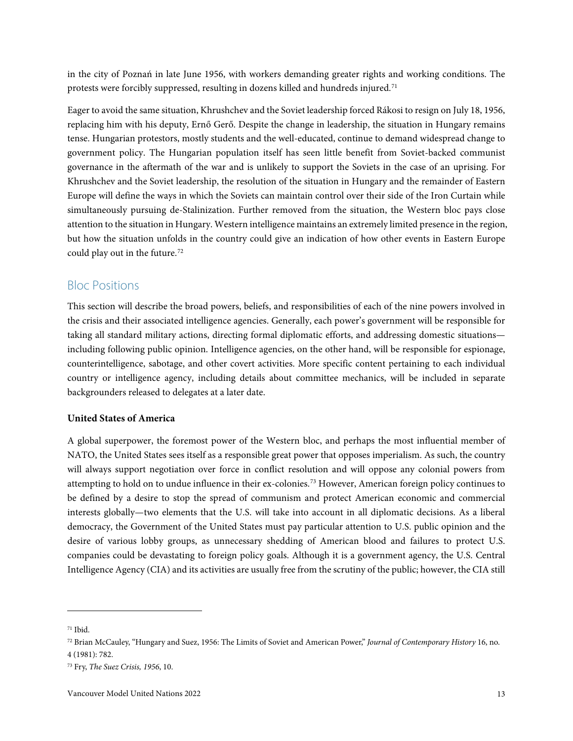in the city of Poznań in late June 1956, with workers demanding greater rights and working conditions. The protests were forcibly suppressed, resulting in dozens killed and hundreds injured.[71]

Eager to avoid the same situation, Khrushchev and the Soviet leadership forced Rákosi to resign on July 18, 1956, replacing him with his deputy, Ernő Gerő. Despite the change in leadership, the situation in Hungary remains tense. Hungarian protestors, mostly students and the well-educated, continue to demand widespread change to government policy. The Hungarian population itself has seen little benefit from Soviet-backed communist governance in the aftermath of the war and is unlikely to support the Soviets in the case of an uprising. For Khrushchev and the Soviet leadership, the resolution of the situation in Hungary and the remainder of Eastern Europe will define the ways in which the Soviets can maintain control over their side of the Iron Curtain while simultaneously pursuing de-Stalinization. Further removed from the situation, the Western bloc pays close attention to the situation in Hungary. Western intelligence maintains an extremely limited presence in the region, but how the situation unfolds in the country could give an indication of how other events in Eastern Europe could play out in the future.[72]

## Bloc Positions

This section will describe the broad powers, beliefs, and responsibilities of each of the nine powers involved in the crisis and their associated intelligence agencies. Generally, each power's government will be responsible for taking all standard military actions, directing formal diplomatic efforts, and addressing domestic situations—including following public opinion. Intelligence agencies, on the other hand, will be responsible for espionage, counterintelligence, sabotage, and other covert activities. More specific content pertaining to each individual country or intelligence agency, including details about committee mechanics, will be included in separate backgrounders released to delegates at a later date.

**United States of America**

A global superpower, the foremost power of the Western bloc, and perhaps the most influential member of NATO, the United States sees itself as a responsible great power that opposes imperialism. As such, the country will always support negotiation over force in conflict resolution and will oppose any colonial powers from attempting to hold on to undue influence in their ex-colonies.[73] However, American foreign policy continues to be defined by a desire to stop the spread of communism and protect American economic and commercial interests globally—two elements that the U.S. will take into account in all diplomatic decisions. As a liberal democracy, the Government of the United States must pay particular attention to U.S. public opinion and the desire of various lobby groups, as unnecessary shedding of American blood and failures to protect U.S. companies could be devastating to foreign policy goals. Although it is a government agency, the U.S. Central Intelligence Agency (CIA) and its activities are usually free from the scrutiny of the public; however, the CIA still

---

[71] Ibid.

[72] Brian McCauley, "Hungary and Suez, 1956: The Limits of Soviet and American Power," *Journal of Contemporary History* 16, no. 4 (1981): 782.

[73] Fry, *The Suez Crisis, 1956*, 10.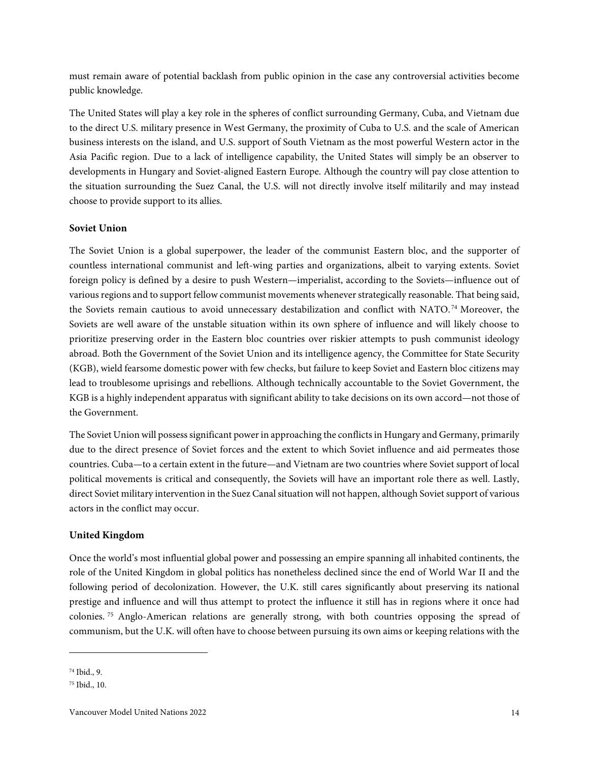must remain aware of potential backlash from public opinion in the case any controversial activities become public knowledge.

The United States will play a key role in the spheres of conflict surrounding Germany, Cuba, and Vietnam due to the direct U.S. military presence in West Germany, the proximity of Cuba to U.S. and the scale of American business interests on the island, and U.S. support of South Vietnam as the most powerful Western actor in the Asia Pacific region. Due to a lack of intelligence capability, the United States will simply be an observer to developments in Hungary and Soviet-aligned Eastern Europe. Although the country will pay close attention to the situation surrounding the Suez Canal, the U.S. will not directly involve itself militarily and may instead choose to provide support to its allies.

**Soviet Union**

The Soviet Union is a global superpower, the leader of the communist Eastern bloc, and the supporter of countless international communist and left-wing parties and organizations, albeit to varying extents. Soviet foreign policy is defined by a desire to push Western—imperialist, according to the Soviets—influence out of various regions and to support fellow communist movements whenever strategically reasonable. That being said, the Soviets remain cautious to avoid unnecessary destabilization and conflict with NATO.[74] Moreover, the Soviets are well aware of the unstable situation within its own sphere of influence and will likely choose to prioritize preserving order in the Eastern bloc countries over riskier attempts to push communist ideology abroad. Both the Government of the Soviet Union and its intelligence agency, the Committee for State Security (KGB), wield fearsome domestic power with few checks, but failure to keep Soviet and Eastern bloc citizens may lead to troublesome uprisings and rebellions. Although technically accountable to the Soviet Government, the KGB is a highly independent apparatus with significant ability to take decisions on its own accord—not those of the Government.

The Soviet Union will possess significant power in approaching the conflicts in Hungary and Germany, primarily due to the direct presence of Soviet forces and the extent to which Soviet influence and aid permeates those countries. Cuba—to a certain extent in the future—and Vietnam are two countries where Soviet support of local political movements is critical and consequently, the Soviets will have an important role there as well. Lastly, direct Soviet military intervention in the Suez Canal situation will not happen, although Soviet support of various actors in the conflict may occur.

**United Kingdom**

Once the world's most influential global power and possessing an empire spanning all inhabited continents, the role of the United Kingdom in global politics has nonetheless declined since the end of World War II and the following period of decolonization. However, the U.K. still cares significantly about preserving its national prestige and influence and will thus attempt to protect the influence it still has in regions where it once had colonies.[75] Anglo-American relations are generally strong, with both countries opposing the spread of communism, but the U.K. will often have to choose between pursuing its own aims or keeping relations with the

[74] Ibid., 9.

[75] Ibid., 10.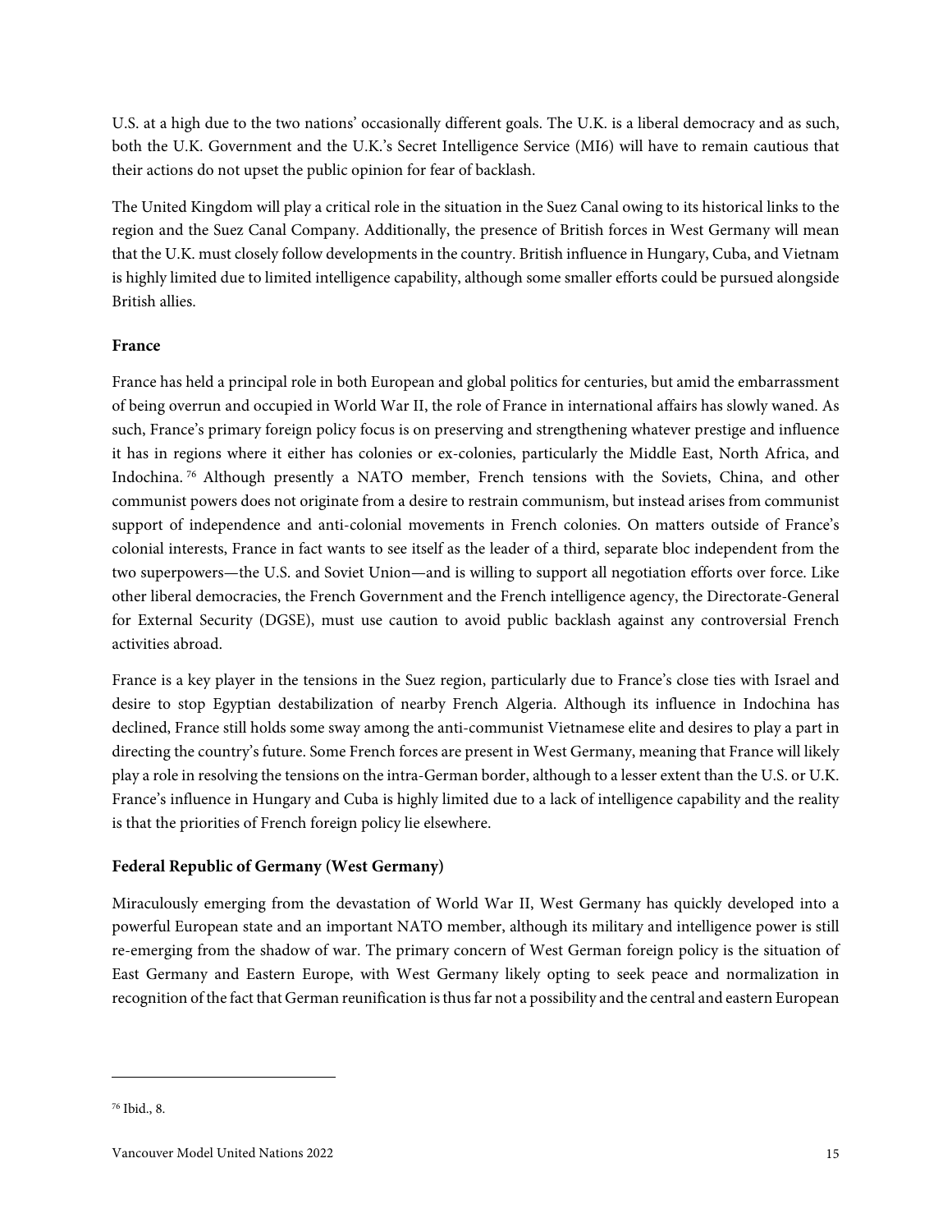U.S. at a high due to the two nations' occasionally different goals. The U.K. is a liberal democracy and as such, both the U.K. Government and the U.K.'s Secret Intelligence Service (MI6) will have to remain cautious that their actions do not upset the public opinion for fear of backlash.

The United Kingdom will play a critical role in the situation in the Suez Canal owing to its historical links to the region and the Suez Canal Company. Additionally, the presence of British forces in West Germany will mean that the U.K. must closely follow developments in the country. British influence in Hungary, Cuba, and Vietnam is highly limited due to limited intelligence capability, although some smaller efforts could be pursued alongside British allies.

**France**

France has held a principal role in both European and global politics for centuries, but amid the embarrassment of being overrun and occupied in World War II, the role of France in international affairs has slowly waned. As such, France's primary foreign policy focus is on preserving and strengthening whatever prestige and influence it has in regions where it either has colonies or ex-colonies, particularly the Middle East, North Africa, and Indochina.[76] Although presently a NATO member, French tensions with the Soviets, China, and other communist powers does not originate from a desire to restrain communism, but instead arises from communist support of independence and anti-colonial movements in French colonies. On matters outside of France's colonial interests, France in fact wants to see itself as the leader of a third, separate bloc independent from the two superpowers—the U.S. and Soviet Union—and is willing to support all negotiation efforts over force. Like other liberal democracies, the French Government and the French intelligence agency, the Directorate-General for External Security (DGSE), must use caution to avoid public backlash against any controversial French activities abroad.

France is a key player in the tensions in the Suez region, particularly due to France's close ties with Israel and desire to stop Egyptian destabilization of nearby French Algeria. Although its influence in Indochina has declined, France still holds some sway among the anti-communist Vietnamese elite and desires to play a part in directing the country's future. Some French forces are present in West Germany, meaning that France will likely play a role in resolving the tensions on the intra-German border, although to a lesser extent than the U.S. or U.K. France's influence in Hungary and Cuba is highly limited due to a lack of intelligence capability and the reality is that the priorities of French foreign policy lie elsewhere.

**Federal Republic of Germany (West Germany)**

Miraculously emerging from the devastation of World War II, West Germany has quickly developed into a powerful European state and an important NATO member, although its military and intelligence power is still re-emerging from the shadow of war. The primary concern of West German foreign policy is the situation of East Germany and Eastern Europe, with West Germany likely opting to seek peace and normalization in recognition of the fact that German reunification is thus far not a possibility and the central and eastern European

---

[76] Ibid., 8.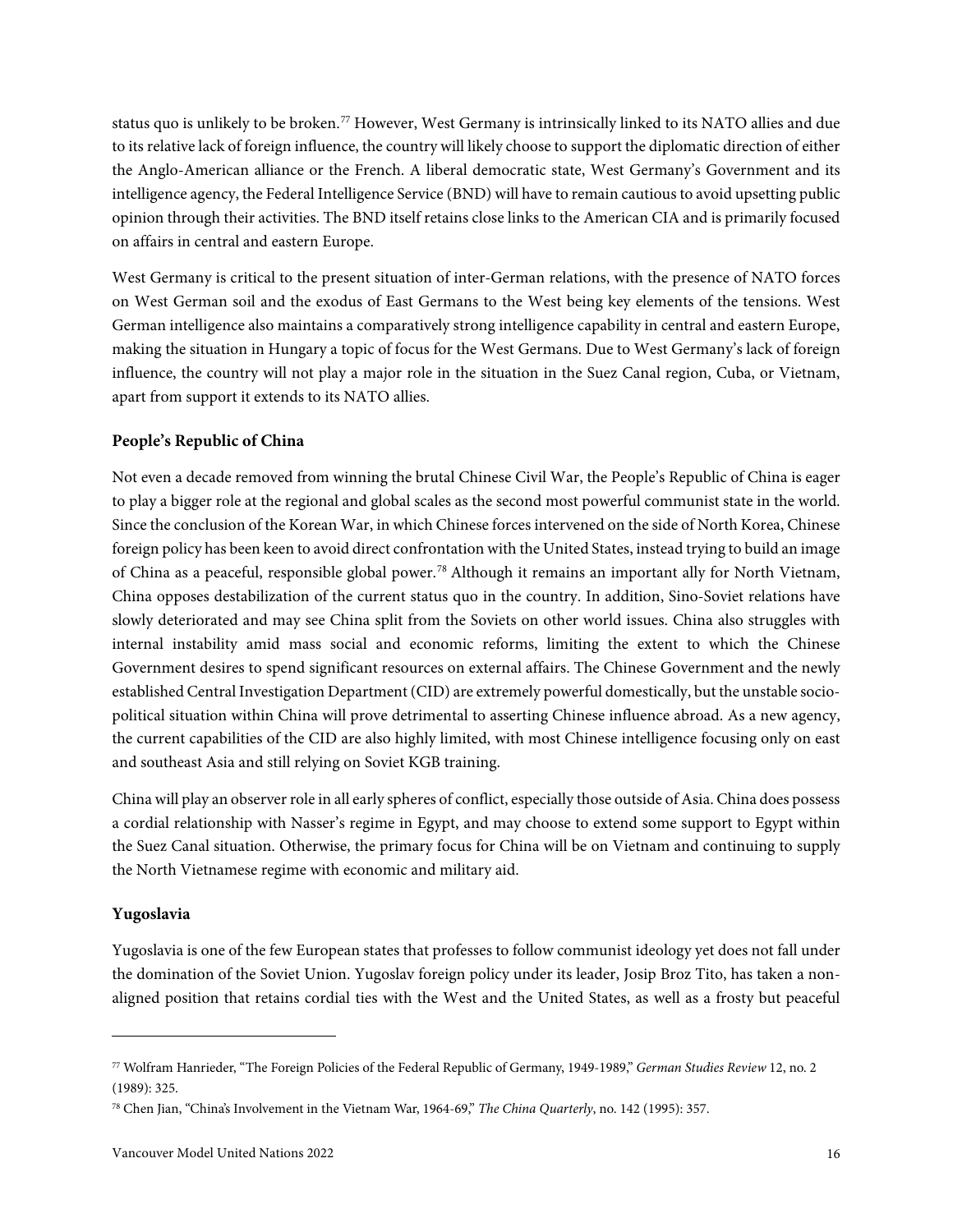status quo is unlikely to be broken.[77] However, West Germany is intrinsically linked to its NATO allies and due to its relative lack of foreign influence, the country will likely choose to support the diplomatic direction of either the Anglo-American alliance or the French. A liberal democratic state, West Germany's Government and its intelligence agency, the Federal Intelligence Service (BND) will have to remain cautious to avoid upsetting public opinion through their activities. The BND itself retains close links to the American CIA and is primarily focused on affairs in central and eastern Europe.

West Germany is critical to the present situation of inter-German relations, with the presence of NATO forces on West German soil and the exodus of East Germans to the West being key elements of the tensions. West German intelligence also maintains a comparatively strong intelligence capability in central and eastern Europe, making the situation in Hungary a topic of focus for the West Germans. Due to West Germany's lack of foreign influence, the country will not play a major role in the situation in the Suez Canal region, Cuba, or Vietnam, apart from support it extends to its NATO allies.

**People's Republic of China**

Not even a decade removed from winning the brutal Chinese Civil War, the People's Republic of China is eager to play a bigger role at the regional and global scales as the second most powerful communist state in the world. Since the conclusion of the Korean War, in which Chinese forces intervened on the side of North Korea, Chinese foreign policy has been keen to avoid direct confrontation with the United States, instead trying to build an image of China as a peaceful, responsible global power.[78] Although it remains an important ally for North Vietnam, China opposes destabilization of the current status quo in the country. In addition, Sino-Soviet relations have slowly deteriorated and may see China split from the Soviets on other world issues. China also struggles with internal instability amid mass social and economic reforms, limiting the extent to which the Chinese Government desires to spend significant resources on external affairs. The Chinese Government and the newly established Central Investigation Department (CID) are extremely powerful domestically, but the unstable socio-political situation within China will prove detrimental to asserting Chinese influence abroad. As a new agency, the current capabilities of the CID are also highly limited, with most Chinese intelligence focusing only on east and southeast Asia and still relying on Soviet KGB training.

China will play an observer role in all early spheres of conflict, especially those outside of Asia. China does possess a cordial relationship with Nasser's regime in Egypt, and may choose to extend some support to Egypt within the Suez Canal situation. Otherwise, the primary focus for China will be on Vietnam and continuing to supply the North Vietnamese regime with economic and military aid.

**Yugoslavia**

Yugoslavia is one of the few European states that professes to follow communist ideology yet does not fall under the domination of the Soviet Union. Yugoslav foreign policy under its leader, Josip Broz Tito, has taken a non-aligned position that retains cordial ties with the West and the United States, as well as a frosty but peaceful

---

[77] Wolfram Hanrieder, "The Foreign Policies of the Federal Republic of Germany, 1949-1989," *German Studies Review* 12, no. 2 (1989): 325.

[78] Chen Jian, "China's Involvement in the Vietnam War, 1964-69," *The China Quarterly*, no. 142 (1995): 357.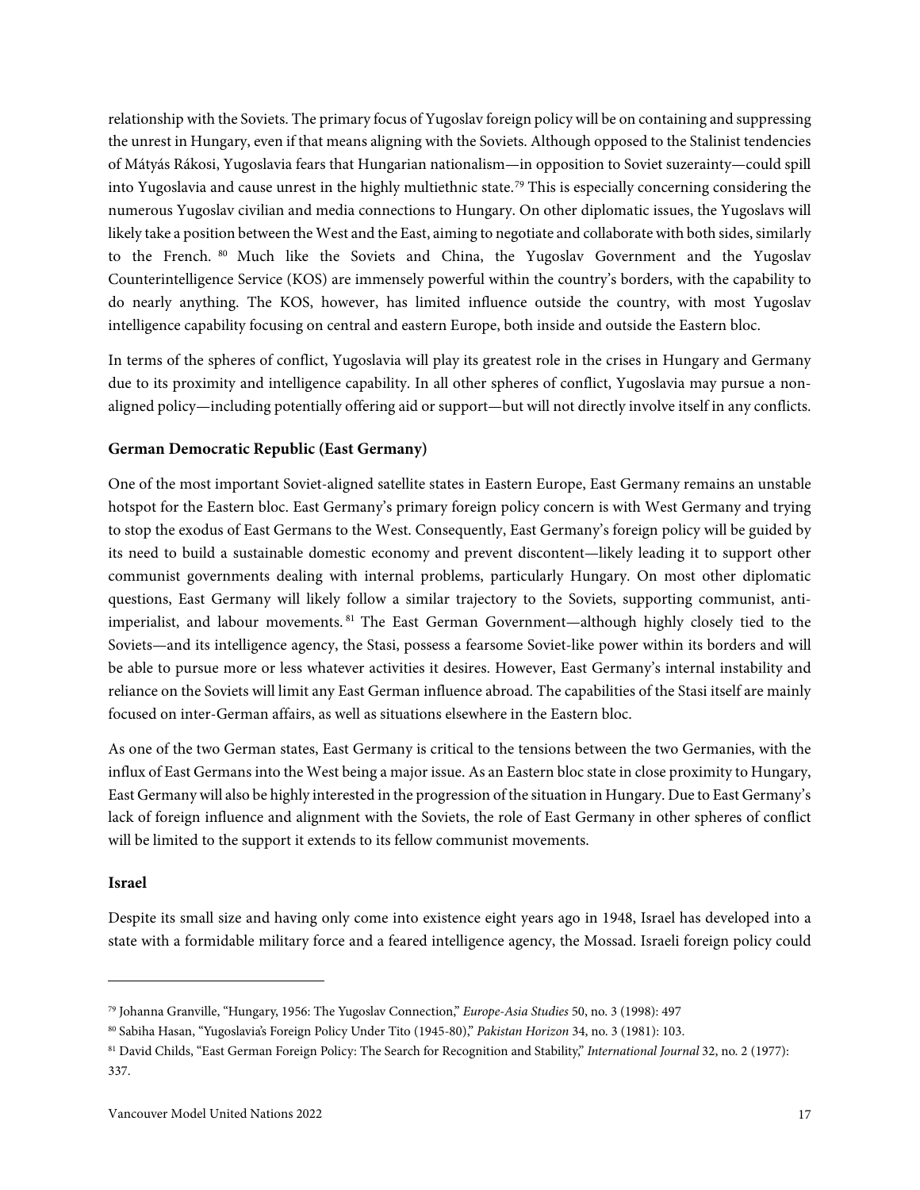relationship with the Soviets. The primary focus of Yugoslav foreign policy will be on containing and suppressing the unrest in Hungary, even if that means aligning with the Soviets. Although opposed to the Stalinist tendencies of Mátyás Rákosi, Yugoslavia fears that Hungarian nationalism—in opposition to Soviet suzerainty—could spill into Yugoslavia and cause unrest in the highly multiethnic state.[79] This is especially concerning considering the numerous Yugoslav civilian and media connections to Hungary. On other diplomatic issues, the Yugoslavs will likely take a position between the West and the East, aiming to negotiate and collaborate with both sides, similarly to the French.[80] Much like the Soviets and China, the Yugoslav Government and the Yugoslav Counterintelligence Service (KOS) are immensely powerful within the country's borders, with the capability to do nearly anything. The KOS, however, has limited influence outside the country, with most Yugoslav intelligence capability focusing on central and eastern Europe, both inside and outside the Eastern bloc.

In terms of the spheres of conflict, Yugoslavia will play its greatest role in the crises in Hungary and Germany due to its proximity and intelligence capability. In all other spheres of conflict, Yugoslavia may pursue a non-aligned policy—including potentially offering aid or support—but will not directly involve itself in any conflicts.

**German Democratic Republic (East Germany)**

One of the most important Soviet-aligned satellite states in Eastern Europe, East Germany remains an unstable hotspot for the Eastern bloc. East Germany's primary foreign policy concern is with West Germany and trying to stop the exodus of East Germans to the West. Consequently, East Germany's foreign policy will be guided by its need to build a sustainable domestic economy and prevent discontent—likely leading it to support other communist governments dealing with internal problems, particularly Hungary. On most other diplomatic questions, East Germany will likely follow a similar trajectory to the Soviets, supporting communist, anti-imperialist, and labour movements.[81] The East German Government—although highly closely tied to the Soviets—and its intelligence agency, the Stasi, possess a fearsome Soviet-like power within its borders and will be able to pursue more or less whatever activities it desires. However, East Germany's internal instability and reliance on the Soviets will limit any East German influence abroad. The capabilities of the Stasi itself are mainly focused on inter-German affairs, as well as situations elsewhere in the Eastern bloc.

As one of the two German states, East Germany is critical to the tensions between the two Germanies, with the influx of East Germans into the West being a major issue. As an Eastern bloc state in close proximity to Hungary, East Germany will also be highly interested in the progression of the situation in Hungary. Due to East Germany's lack of foreign influence and alignment with the Soviets, the role of East Germany in other spheres of conflict will be limited to the support it extends to its fellow communist movements.

**Israel**

Despite its small size and having only come into existence eight years ago in 1948, Israel has developed into a state with a formidable military force and a feared intelligence agency, the Mossad. Israeli foreign policy could

---

[79] Johanna Granville, "Hungary, 1956: The Yugoslav Connection," *Europe-Asia Studies* 50, no. 3 (1998): 497

[80] Sabiha Hasan, "Yugoslavia's Foreign Policy Under Tito (1945-80)," *Pakistan Horizon* 34, no. 3 (1981): 103.

[81] David Childs, "East German Foreign Policy: The Search for Recognition and Stability," *International Journal* 32, no. 2 (1977): 337.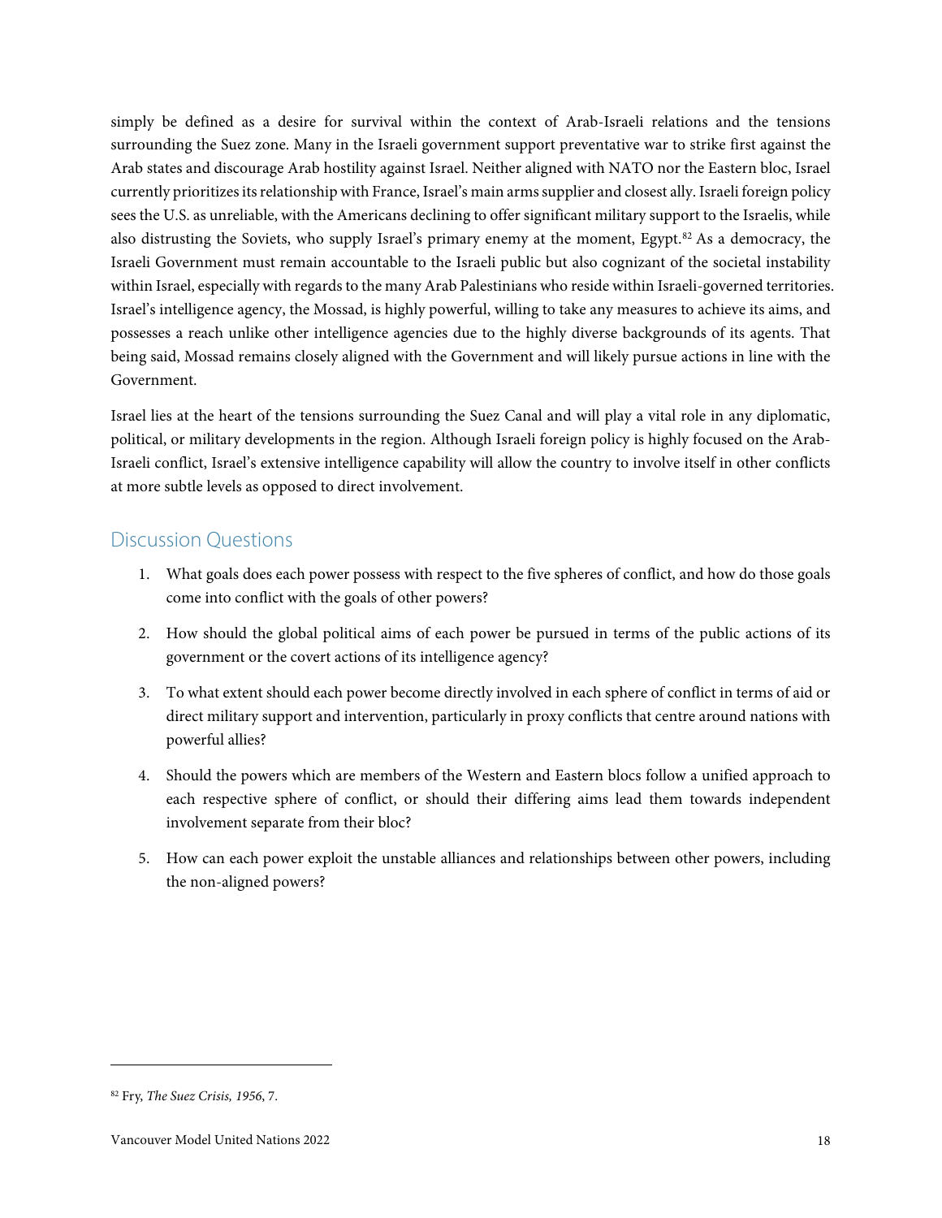simply be defined as a desire for survival within the context of Arab-Israeli relations and the tensions surrounding the Suez zone. Many in the Israeli government support preventative war to strike first against the Arab states and discourage Arab hostility against Israel. Neither aligned with NATO nor the Eastern bloc, Israel currently prioritizes its relationship with France, Israel's main arms supplier and closest ally. Israeli foreign policy sees the U.S. as unreliable, with the Americans declining to offer significant military support to the Israelis, while also distrusting the Soviets, who supply Israel's primary enemy at the moment, Egypt.[82] As a democracy, the Israeli Government must remain accountable to the Israeli public but also cognizant of the societal instability within Israel, especially with regards to the many Arab Palestinians who reside within Israeli-governed territories. Israel's intelligence agency, the Mossad, is highly powerful, willing to take any measures to achieve its aims, and possesses a reach unlike other intelligence agencies due to the highly diverse backgrounds of its agents. That being said, Mossad remains closely aligned with the Government and will likely pursue actions in line with the Government.

Israel lies at the heart of the tensions surrounding the Suez Canal and will play a vital role in any diplomatic, political, or military developments in the region. Although Israeli foreign policy is highly focused on the Arab-Israeli conflict, Israel's extensive intelligence capability will allow the country to involve itself in other conflicts at more subtle levels as opposed to direct involvement.

## Discussion Questions

1. What goals does each power possess with respect to the five spheres of conflict, and how do those goals come into conflict with the goals of other powers?
2. How should the global political aims of each power be pursued in terms of the public actions of its government or the covert actions of its intelligence agency?
3. To what extent should each power become directly involved in each sphere of conflict in terms of aid or direct military support and intervention, particularly in proxy conflicts that centre around nations with powerful allies?
4. Should the powers which are members of the Western and Eastern blocs follow a unified approach to each respective sphere of conflict, or should their differing aims lead them towards independent involvement separate from their bloc?
5. How can each power exploit the unstable alliances and relationships between other powers, including the non-aligned powers?

[82] Fry, *The Suez Crisis, 1956*, 7.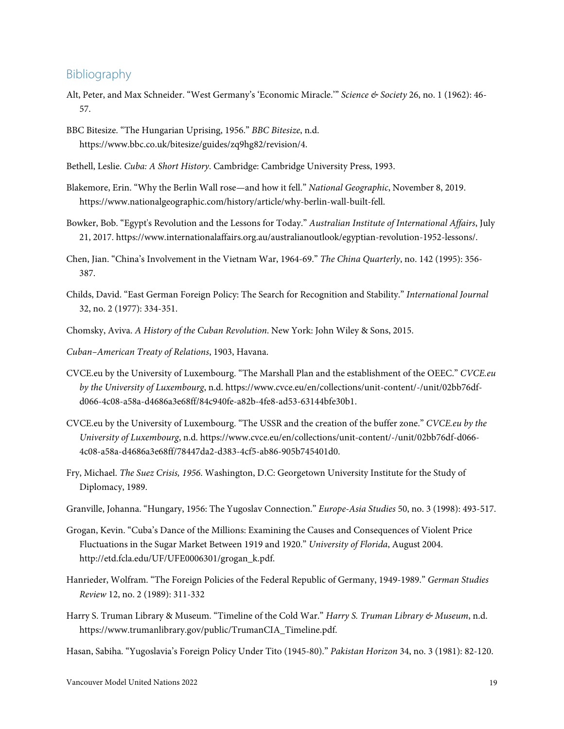## Bibliography

Alt, Peter, and Max Schneider. "West Germany's 'Economic Miracle.'" *Science & Society* 26, no. 1 (1962): 46-57.

BBC Bitesize. "The Hungarian Uprising, 1956." *BBC Bitesize*, n.d. https://www.bbc.co.uk/bitesize/guides/zq9hg82/revision/4.

Bethell, Leslie. *Cuba: A Short History*. Cambridge: Cambridge University Press, 1993.

Blakemore, Erin. "Why the Berlin Wall rose—and how it fell." *National Geographic*, November 8, 2019. https://www.nationalgeographic.com/history/article/why-berlin-wall-built-fell.

Bowker, Bob. "Egypt's Revolution and the Lessons for Today." *Australian Institute of International Affairs*, July 21, 2017. https://www.internationalaffairs.org.au/australianoutlook/egyptian-revolution-1952-lessons/.

Chen, Jian. "China's Involvement in the Vietnam War, 1964-69." *The China Quarterly*, no. 142 (1995): 356-387.

Childs, David. "East German Foreign Policy: The Search for Recognition and Stability." *International Journal* 32, no. 2 (1977): 334-351.

Chomsky, Aviva. *A History of the Cuban Revolution*. New York: John Wiley & Sons, 2015.

*Cuban–American Treaty of Relations*, 1903, Havana.

CVCE.eu by the University of Luxembourg. "The Marshall Plan and the establishment of the OEEC." *CVCE.eu by the University of Luxembourg*, n.d. https://www.cvce.eu/en/collections/unit-content/-/unit/02bb76df-d066-4c08-a58a-d4686a3e68ff/84c940fe-a82b-4fe8-ad53-63144bfe30b1.

CVCE.eu by the University of Luxembourg. "The USSR and the creation of the buffer zone." *CVCE.eu by the University of Luxembourg*, n.d. https://www.cvce.eu/en/collections/unit-content/-/unit/02bb76df-d066-4c08-a58a-d4686a3e68ff/78447da2-d383-4cf5-ab86-905b745401d0.

Fry, Michael. *The Suez Crisis, 1956*. Washington, D.C: Georgetown University Institute for the Study of Diplomacy, 1989.

Granville, Johanna. "Hungary, 1956: The Yugoslav Connection." *Europe-Asia Studies* 50, no. 3 (1998): 493-517.

Grogan, Kevin. "Cuba's Dance of the Millions: Examining the Causes and Consequences of Violent Price Fluctuations in the Sugar Market Between 1919 and 1920." *University of Florida*, August 2004. http://etd.fcla.edu/UF/UFE0006301/grogan_k.pdf.

Hanrieder, Wolfram. "The Foreign Policies of the Federal Republic of Germany, 1949-1989." *German Studies Review* 12, no. 2 (1989): 311-332

Harry S. Truman Library & Museum. "Timeline of the Cold War." *Harry S. Truman Library & Museum*, n.d. https://www.trumanlibrary.gov/public/TrumanCIA_Timeline.pdf.

Hasan, Sabiha. "Yugoslavia's Foreign Policy Under Tito (1945-80)." *Pakistan Horizon* 34, no. 3 (1981): 82-120.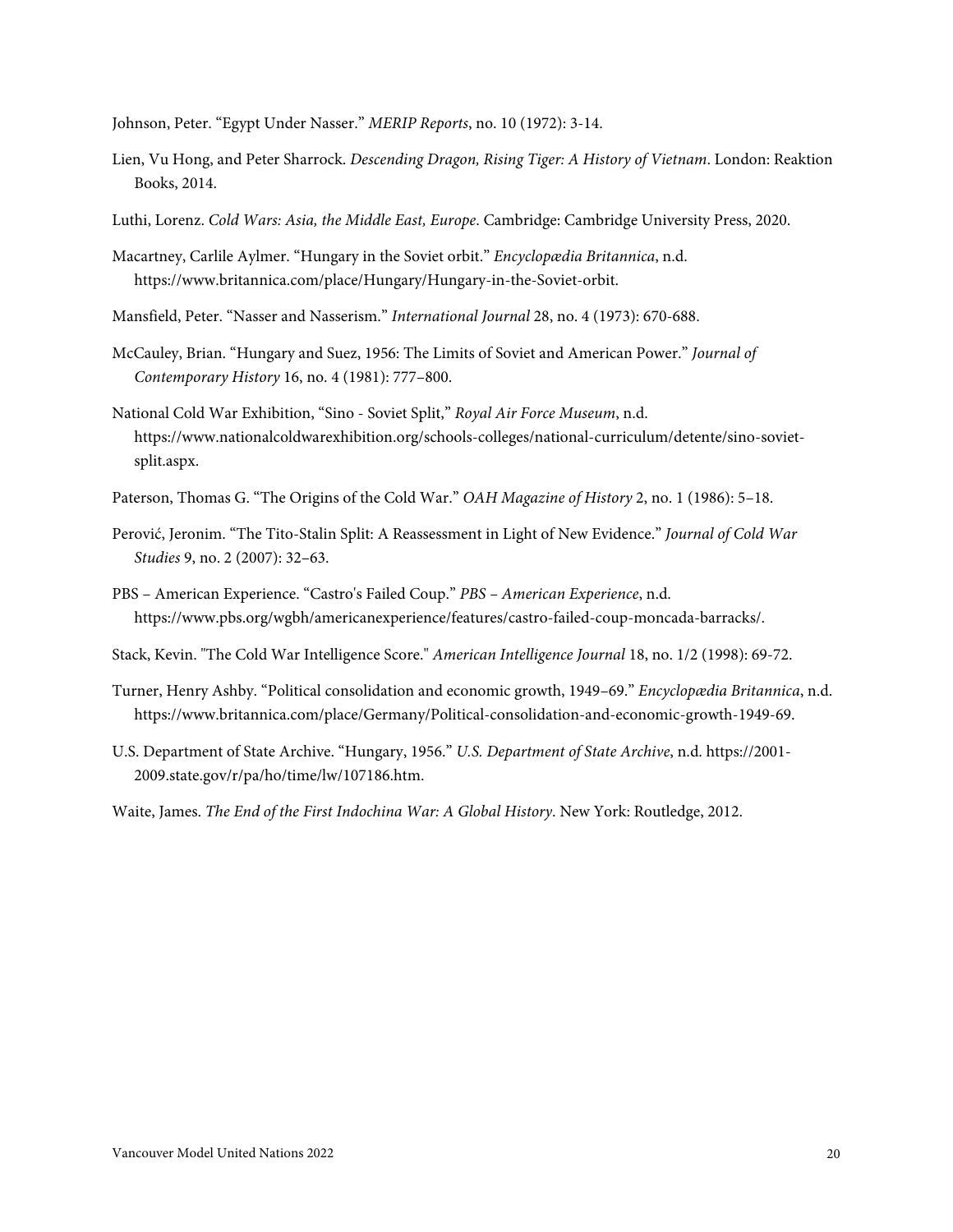Johnson, Peter. “Egypt Under Nasser.” *MERIP Reports*, no. 10 (1972): 3-14.

Lien, Vu Hong, and Peter Sharrock. *Descending Dragon, Rising Tiger: A History of Vietnam*. London: Reaktion Books, 2014.

Luthi, Lorenz. *Cold Wars: Asia, the Middle East, Europe*. Cambridge: Cambridge University Press, 2020.

Macartney, Carlile Aylmer. “Hungary in the Soviet orbit.” *Encyclopædia Britannica*, n.d. https://www.britannica.com/place/Hungary/Hungary-in-the-Soviet-orbit.

Mansfield, Peter. “Nasser and Nasserism.” *International Journal* 28, no. 4 (1973): 670-688.

McCauley, Brian. “Hungary and Suez, 1956: The Limits of Soviet and American Power.” *Journal of Contemporary History* 16, no. 4 (1981): 777–800.

National Cold War Exhibition, “Sino - Soviet Split,” *Royal Air Force Museum*, n.d. https://www.nationalcoldwarexhibition.org/schools-colleges/national-curriculum/detente/sino-soviet-split.aspx.

Paterson, Thomas G. “The Origins of the Cold War.” *OAH Magazine of History* 2, no. 1 (1986): 5–18.

Perović, Jeronim. “The Tito-Stalin Split: A Reassessment in Light of New Evidence.” *Journal of Cold War Studies* 9, no. 2 (2007): 32–63.

PBS – American Experience. “Castro's Failed Coup.” *PBS – American Experience*, n.d. https://www.pbs.org/wgbh/americanexperience/features/castro-failed-coup-moncada-barracks/.

Stack, Kevin. "The Cold War Intelligence Score." *American Intelligence Journal* 18, no. 1/2 (1998): 69-72.

Turner, Henry Ashby. “Political consolidation and economic growth, 1949–69.” *Encyclopædia Britannica*, n.d. https://www.britannica.com/place/Germany/Political-consolidation-and-economic-growth-1949-69.

U.S. Department of State Archive. “Hungary, 1956.” *U.S. Department of State Archive*, n.d. https://2001-2009.state.gov/r/pa/ho/time/lw/107186.htm.

Waite, James. *The End of the First Indochina War: A Global History*. New York: Routledge, 2012.